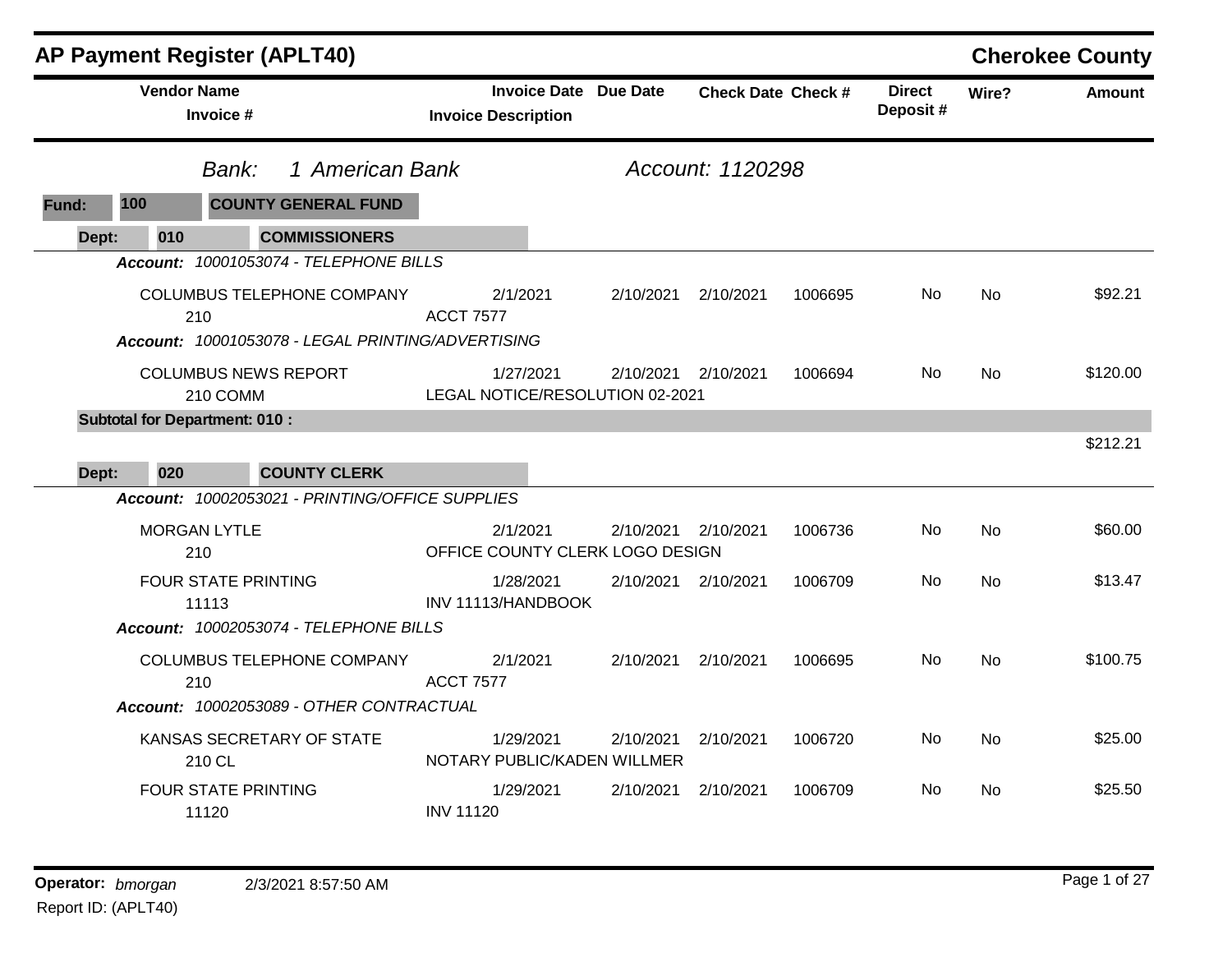# AP Payment Register (APLT40)

**Cherokee County**

| Vendor Name / Invoice # | Invoice Date / Invoice Description | Due Date | Check Date | Check # | Direct Deposit # | Wire? | Amount |
|---|---|---|---|---|---|---|---|

*Bank: 1 American Bank* *Account: 1120298*

**Fund: 100 COUNTY GENERAL FUND**

**Dept: 010 COMMISSIONERS**

***Account:*** *10001053074 - TELEPHONE BILLS*

| Vendor Name / Invoice # | Invoice Date / Invoice Description | Due Date | Check Date | Check # | Direct Deposit # | Wire? | Amount |
|---|---|---|---|---|---|---|---|
| COLUMBUS TELEPHONE COMPANY<br>210 | 2/1/2021<br>ACCT 7577 | 2/10/2021 | 2/10/2021 | 1006695 | No | No | $92.21 |

***Account:*** *10001053078 - LEGAL PRINTING/ADVERTISING*

| Vendor Name / Invoice # | Invoice Date / Invoice Description | Due Date | Check Date | Check # | Direct Deposit # | Wire? | Amount |
|---|---|---|---|---|---|---|---|
| COLUMBUS NEWS REPORT<br>210 COMM | 1/27/2021<br>LEGAL NOTICE/RESOLUTION 02-2021 | 2/10/2021 | 2/10/2021 | 1006694 | No | No | $120.00 |

**Subtotal for Department: 010 :** $212.21

**Dept: 020 COUNTY CLERK**

***Account:*** *10002053021 - PRINTING/OFFICE SUPPLIES*

| Vendor Name / Invoice # | Invoice Date / Invoice Description | Due Date | Check Date | Check # | Direct Deposit # | Wire? | Amount |
|---|---|---|---|---|---|---|---|
| MORGAN LYTLE<br>210 | 2/1/2021<br>OFFICE COUNTY CLERK LOGO DESIGN | 2/10/2021 | 2/10/2021 | 1006736 | No | No | $60.00 |
| FOUR STATE PRINTING<br>11113 | 1/28/2021<br>INV 11113/HANDBOOK | 2/10/2021 | 2/10/2021 | 1006709 | No | No | $13.47 |

***Account:*** *10002053074 - TELEPHONE BILLS*

| Vendor Name / Invoice # | Invoice Date / Invoice Description | Due Date | Check Date | Check # | Direct Deposit # | Wire? | Amount |
|---|---|---|---|---|---|---|---|
| COLUMBUS TELEPHONE COMPANY<br>210 | 2/1/2021<br>ACCT 7577 | 2/10/2021 | 2/10/2021 | 1006695 | No | No | $100.75 |

***Account:*** *10002053089 - OTHER CONTRACTUAL*

| Vendor Name / Invoice # | Invoice Date / Invoice Description | Due Date | Check Date | Check # | Direct Deposit # | Wire? | Amount |
|---|---|---|---|---|---|---|---|
| KANSAS SECRETARY OF STATE<br>210 CL | 1/29/2021<br>NOTARY PUBLIC/KADEN WILLMER | 2/10/2021 | 2/10/2021 | 1006720 | No | No | $25.00 |
| FOUR STATE PRINTING<br>11120 | 1/29/2021<br>INV 11120 | 2/10/2021 | 2/10/2021 | 1006709 | No | No | $25.50 |

**Operator:** *bmorgan* 2/3/2021 8:57:50 AM

Report ID: (APLT40)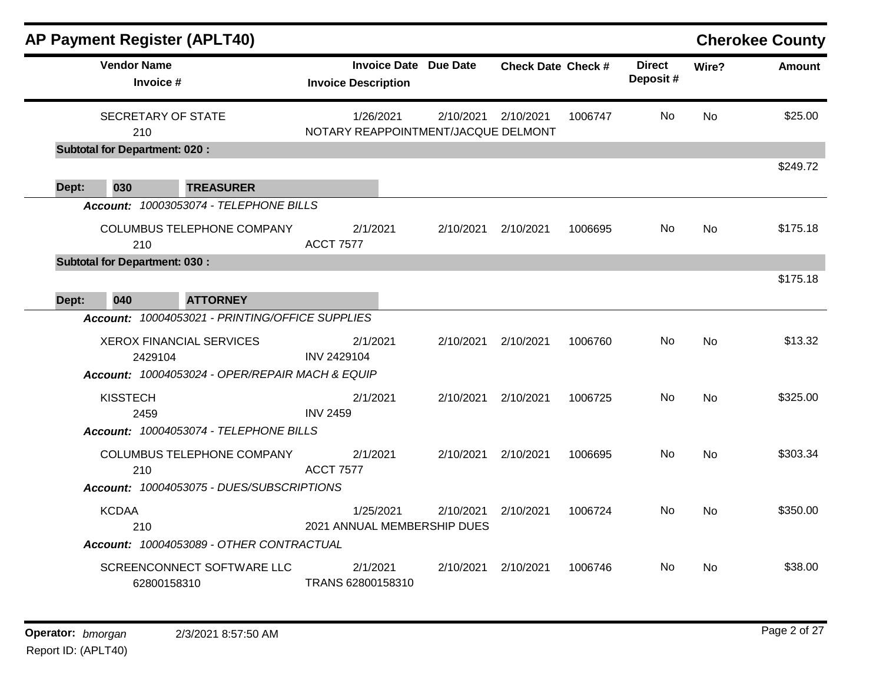# AP Payment Register (APLT40)

## Cherokee County

| Vendor Name / Invoice # | Invoice Date / Invoice Description | Due Date | Check Date | Check # | Direct Deposit # | Wire? | Amount |
|---|---|---|---|---|---|---|---|
| SECRETARY OF STATE | 1/26/2021 | 2/10/2021 | 2/10/2021 | 1006747 | No | No | $25.00 |
| 210 | NOTARY REAPPOINTMENT/JACQUE DELMONT | | | | | | |
| **Subtotal for Department: 020 :** | | | | | | | $249.72 |
| **Dept: 030 TREASURER** | | | | | | | |
| *Account: 10003053074 - TELEPHONE BILLS* | | | | | | | |
| COLUMBUS TELEPHONE COMPANY | 2/1/2021 | 2/10/2021 | 2/10/2021 | 1006695 | No | No | $175.18 |
| 210 | ACCT 7577 | | | | | | |
| **Subtotal for Department: 030 :** | | | | | | | $175.18 |
| **Dept: 040 ATTORNEY** | | | | | | | |
| *Account: 10004053021 - PRINTING/OFFICE SUPPLIES* | | | | | | | |
| XEROX FINANCIAL SERVICES | 2/1/2021 | 2/10/2021 | 2/10/2021 | 1006760 | No | No | $13.32 |
| 2429104 | INV 2429104 | | | | | | |
| *Account: 10004053024 - OPER/REPAIR MACH & EQUIP* | | | | | | | |
| KISSTECH | 2/1/2021 | 2/10/2021 | 2/10/2021 | 1006725 | No | No | $325.00 |
| 2459 | INV 2459 | | | | | | |
| *Account: 10004053074 - TELEPHONE BILLS* | | | | | | | |
| COLUMBUS TELEPHONE COMPANY | 2/1/2021 | 2/10/2021 | 2/10/2021 | 1006695 | No | No | $303.34 |
| 210 | ACCT 7577 | | | | | | |
| *Account: 10004053075 - DUES/SUBSCRIPTIONS* | | | | | | | |
| KCDAA | 1/25/2021 | 2/10/2021 | 2/10/2021 | 1006724 | No | No | $350.00 |
| 210 | 2021 ANNUAL MEMBERSHIP DUES | | | | | | |
| *Account: 10004053089 - OTHER CONTRACTUAL* | | | | | | | |
| SCREENCONNECT SOFTWARE LLC | 2/1/2021 | 2/10/2021 | 2/10/2021 | 1006746 | No | No | $38.00 |
| 62800158310 | TRANS 62800158310 | | | | | | |

Operator: *bmorgan* 2/3/2021 8:57:50 AM

Report ID: (APLT40)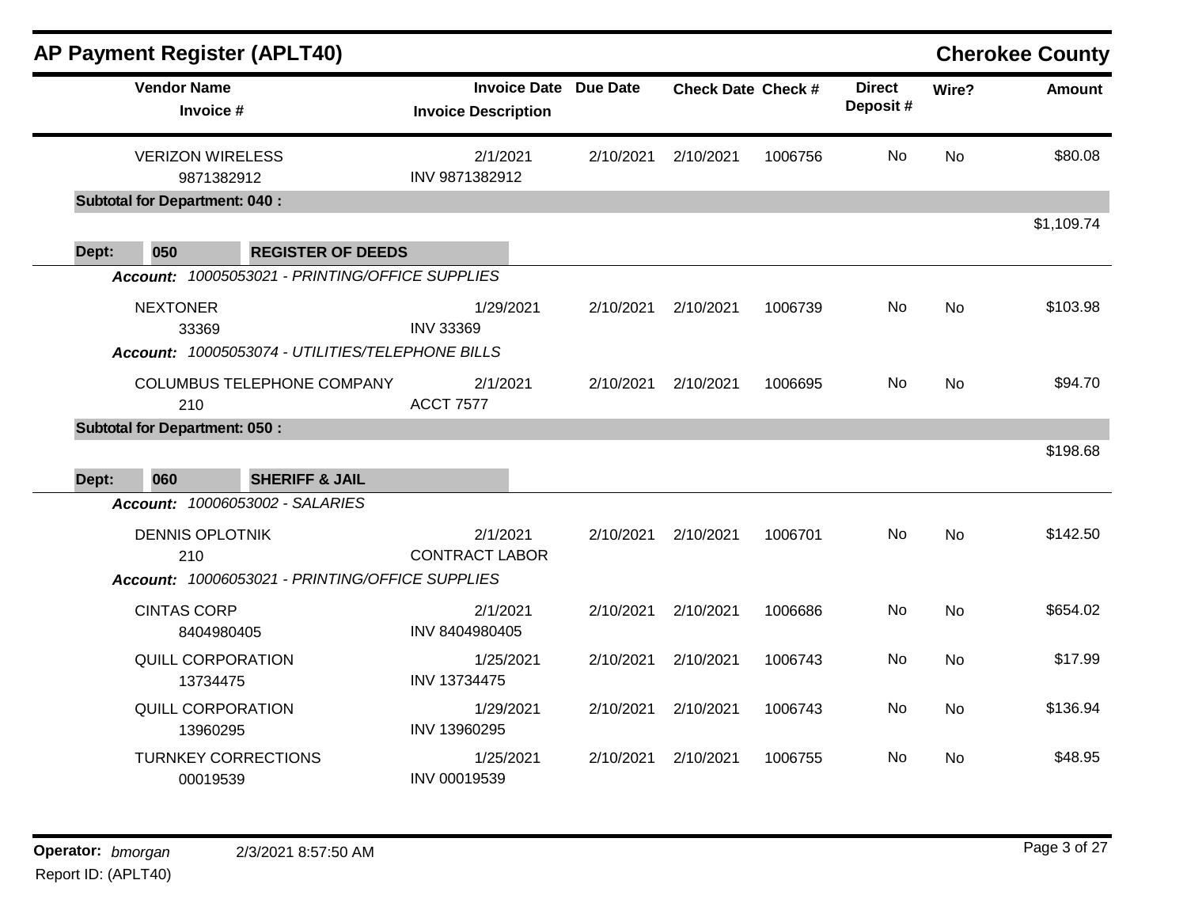# AP Payment Register (APLT40)

## Cherokee County

| Vendor Name / Invoice # | Invoice Date / Invoice Description | Due Date | Check Date | Check # | Direct Deposit # | Wire? | Amount |
|---|---|---|---|---|---|---|---|
| VERIZON WIRELESS<br>9871382912 | 2/1/2021<br>INV 9871382912 | 2/10/2021 | 2/10/2021 | 1006756 | No | No | $80.08 |
| **Subtotal for Department: 040 :** | | | | | | | $1,109.74 |
| **Dept: 050 REGISTER OF DEEDS** | | | | | | | |
| ***Account:*** *10005053021 - PRINTING/OFFICE SUPPLIES* | | | | | | | |
| NEXTONER<br>33369 | 1/29/2021<br>INV 33369 | 2/10/2021 | 2/10/2021 | 1006739 | No | No | $103.98 |
| ***Account:*** *10005053074 - UTILITIES/TELEPHONE BILLS* | | | | | | | |
| COLUMBUS TELEPHONE COMPANY<br>210 | 2/1/2021<br>ACCT 7577 | 2/10/2021 | 2/10/2021 | 1006695 | No | No | $94.70 |
| **Subtotal for Department: 050 :** | | | | | | | $198.68 |
| **Dept: 060 SHERIFF & JAIL** | | | | | | | |
| ***Account:*** *10006053002 - SALARIES* | | | | | | | |
| DENNIS OPLOTNIK<br>210 | 2/1/2021<br>CONTRACT LABOR | 2/10/2021 | 2/10/2021 | 1006701 | No | No | $142.50 |
| ***Account:*** *10006053021 - PRINTING/OFFICE SUPPLIES* | | | | | | | |
| CINTAS CORP<br>8404980405 | 2/1/2021<br>INV 8404980405 | 2/10/2021 | 2/10/2021 | 1006686 | No | No | $654.02 |
| QUILL CORPORATION<br>13734475 | 1/25/2021<br>INV 13734475 | 2/10/2021 | 2/10/2021 | 1006743 | No | No | $17.99 |
| QUILL CORPORATION<br>13960295 | 1/29/2021<br>INV 13960295 | 2/10/2021 | 2/10/2021 | 1006743 | No | No | $136.94 |
| TURNKEY CORRECTIONS<br>00019539 | 1/25/2021<br>INV 00019539 | 2/10/2021 | 2/10/2021 | 1006755 | No | No | $48.95 |

**Operator:** *bmorgan* 2/3/2021 8:57:50 AM
Report ID: (APLT40)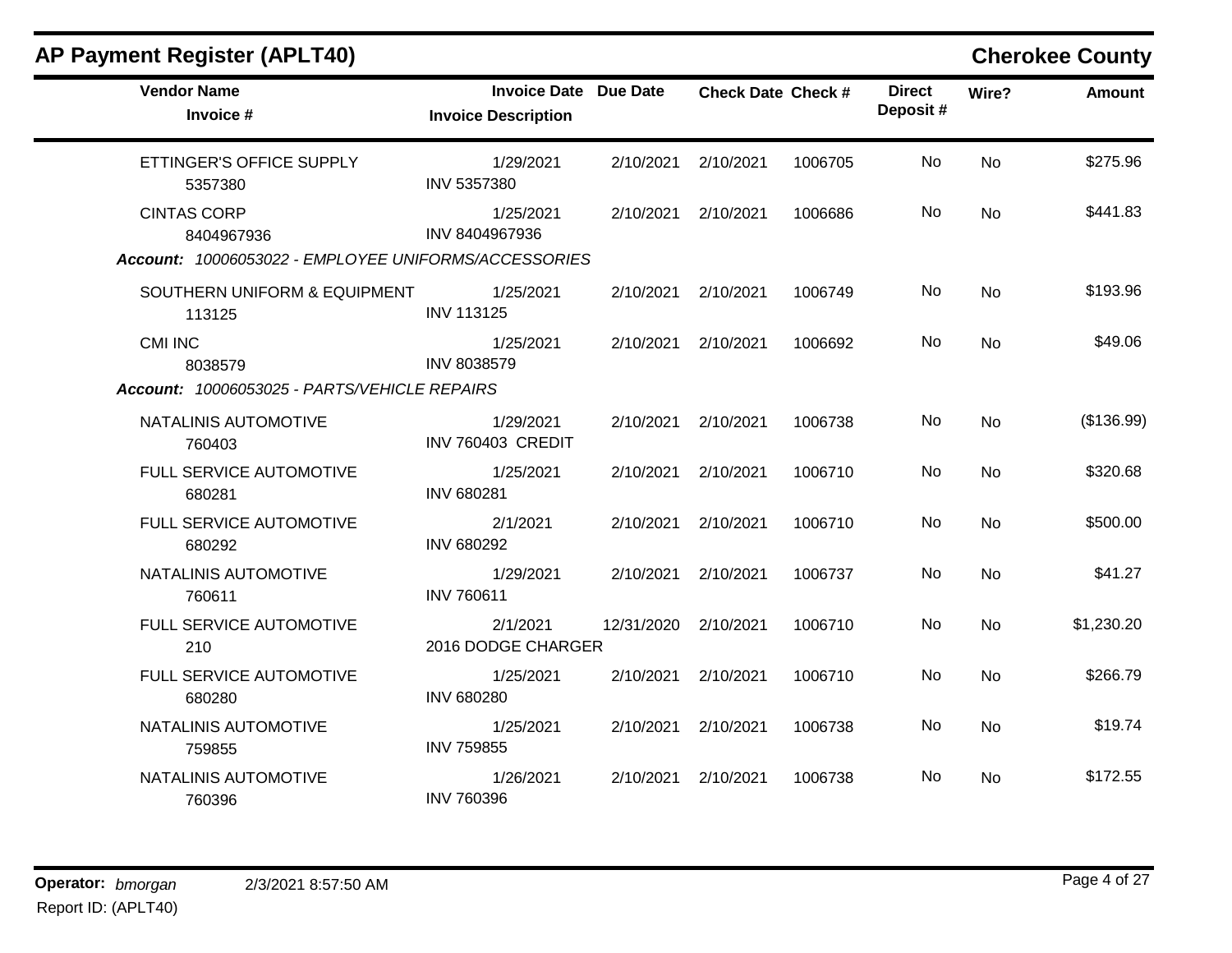## AP Payment Register (APLT40)

**Cherokee County**

| Vendor Name / Invoice # | Invoice Date / Invoice Description | Due Date | Check Date | Check # | Direct Deposit # | Wire? | Amount |
|---|---|---|---|---|---|---|---|
| ETTINGER'S OFFICE SUPPLY 5357380 | 1/29/2021 INV 5357380 | 2/10/2021 | 2/10/2021 | 1006705 | No | No | $275.96 |
| CINTAS CORP 8404967936 | 1/25/2021 INV 8404967936 | 2/10/2021 | 2/10/2021 | 1006686 | No | No | $441.83 |
| ***Account:*** *10006053022 - EMPLOYEE UNIFORMS/ACCESSORIES* | | | | | | | |
| SOUTHERN UNIFORM & EQUIPMENT 113125 | 1/25/2021 INV 113125 | 2/10/2021 | 2/10/2021 | 1006749 | No | No | $193.96 |
| CMI INC 8038579 | 1/25/2021 INV 8038579 | 2/10/2021 | 2/10/2021 | 1006692 | No | No | $49.06 |
| ***Account:*** *10006053025 - PARTS/VEHICLE REPAIRS* | | | | | | | |
| NATALINIS AUTOMOTIVE 760403 | 1/29/2021 INV 760403 CREDIT | 2/10/2021 | 2/10/2021 | 1006738 | No | No | ($136.99) |
| FULL SERVICE AUTOMOTIVE 680281 | 1/25/2021 INV 680281 | 2/10/2021 | 2/10/2021 | 1006710 | No | No | $320.68 |
| FULL SERVICE AUTOMOTIVE 680292 | 2/1/2021 INV 680292 | 2/10/2021 | 2/10/2021 | 1006710 | No | No | $500.00 |
| NATALINIS AUTOMOTIVE 760611 | 1/29/2021 INV 760611 | 2/10/2021 | 2/10/2021 | 1006737 | No | No | $41.27 |
| FULL SERVICE AUTOMOTIVE 210 | 2/1/2021 2016 DODGE CHARGER | 12/31/2020 | 2/10/2021 | 1006710 | No | No | $1,230.20 |
| FULL SERVICE AUTOMOTIVE 680280 | 1/25/2021 INV 680280 | 2/10/2021 | 2/10/2021 | 1006710 | No | No | $266.79 |
| NATALINIS AUTOMOTIVE 759855 | 1/25/2021 INV 759855 | 2/10/2021 | 2/10/2021 | 1006738 | No | No | $19.74 |
| NATALINIS AUTOMOTIVE 760396 | 1/26/2021 INV 760396 | 2/10/2021 | 2/10/2021 | 1006738 | No | No | $172.55 |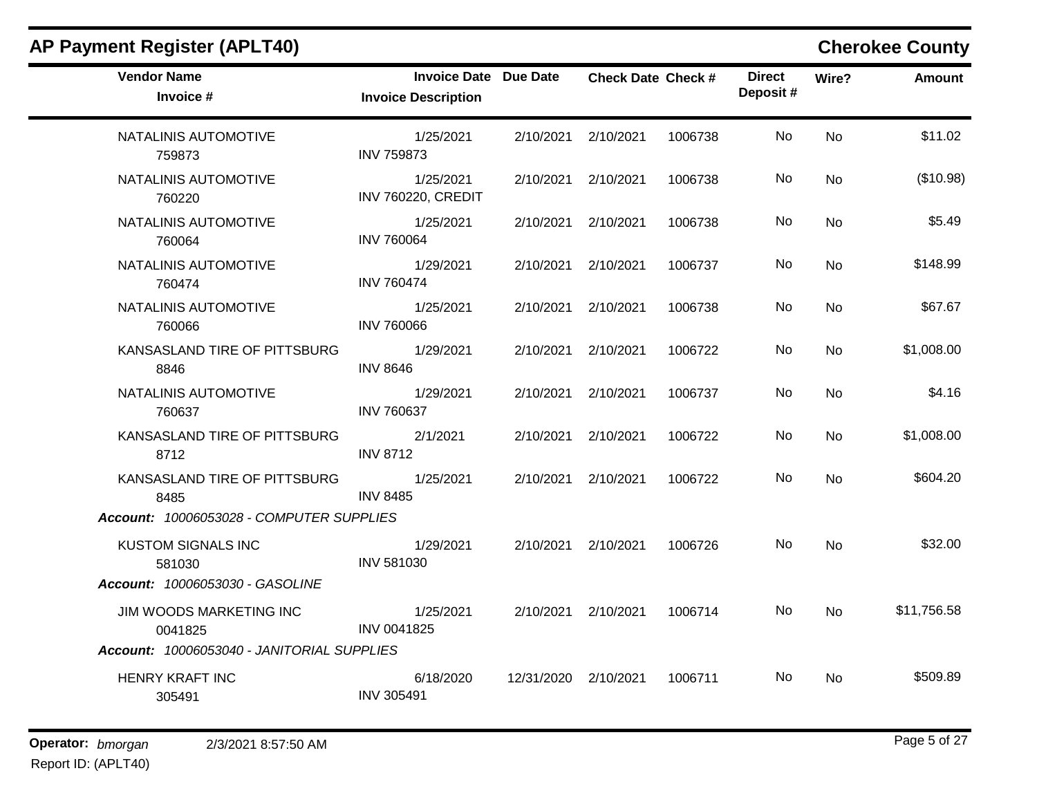## AP Payment Register (APLT40)

## Cherokee County

| Vendor Name / Invoice # | Invoice Date / Invoice Description | Due Date | Check Date | Check # | Direct Deposit # | Wire? | Amount |
|---|---|---|---|---|---|---|---|
| NATALINIS AUTOMOTIVE 759873 | 1/25/2021 INV 759873 | 2/10/2021 | 2/10/2021 | 1006738 | No | No | $11.02 |
| NATALINIS AUTOMOTIVE 760220 | 1/25/2021 INV 760220, CREDIT | 2/10/2021 | 2/10/2021 | 1006738 | No | No | ($10.98) |
| NATALINIS AUTOMOTIVE 760064 | 1/25/2021 INV 760064 | 2/10/2021 | 2/10/2021 | 1006738 | No | No | $5.49 |
| NATALINIS AUTOMOTIVE 760474 | 1/29/2021 INV 760474 | 2/10/2021 | 2/10/2021 | 1006737 | No | No | $148.99 |
| NATALINIS AUTOMOTIVE 760066 | 1/25/2021 INV 760066 | 2/10/2021 | 2/10/2021 | 1006738 | No | No | $67.67 |
| KANSASLAND TIRE OF PITTSBURG 8846 | 1/29/2021 INV 8646 | 2/10/2021 | 2/10/2021 | 1006722 | No | No | $1,008.00 |
| NATALINIS AUTOMOTIVE 760637 | 1/29/2021 INV 760637 | 2/10/2021 | 2/10/2021 | 1006737 | No | No | $4.16 |
| KANSASLAND TIRE OF PITTSBURG 8712 | 2/1/2021 INV 8712 | 2/10/2021 | 2/10/2021 | 1006722 | No | No | $1,008.00 |
| KANSASLAND TIRE OF PITTSBURG 8485 | 1/25/2021 INV 8485 | 2/10/2021 | 2/10/2021 | 1006722 | No | No | $604.20 |
| ***Account:* 10006053028 - COMPUTER SUPPLIES** | | | | | | | |
| KUSTOM SIGNALS INC 581030 | 1/29/2021 INV 581030 | 2/10/2021 | 2/10/2021 | 1006726 | No | No | $32.00 |
| ***Account:* 10006053030 - GASOLINE** | | | | | | | |
| JIM WOODS MARKETING INC 0041825 | 1/25/2021 INV 0041825 | 2/10/2021 | 2/10/2021 | 1006714 | No | No | $11,756.58 |
| ***Account:* 10006053040 - JANITORIAL SUPPLIES** | | | | | | | |
| HENRY KRAFT INC 305491 | 6/18/2020 INV 305491 | 12/31/2020 | 2/10/2021 | 1006711 | No | No | $509.89 |

**Operator:** *bmorgan* 2/3/2021 8:57:50 AM
Report ID: (APLT40)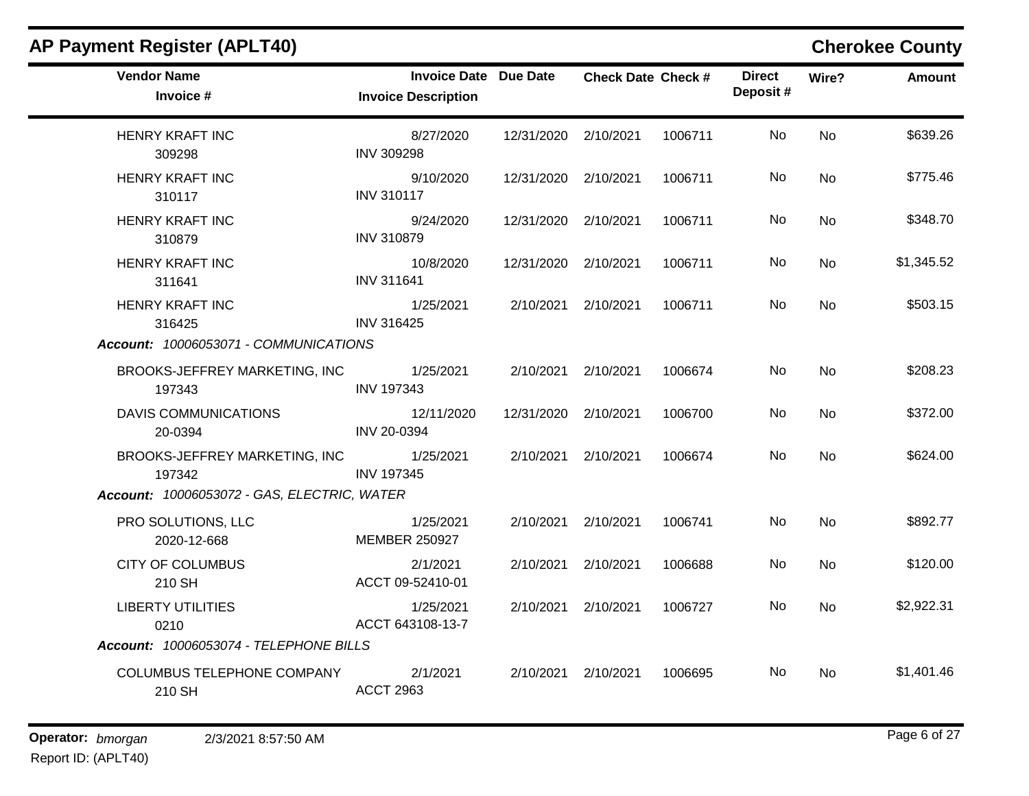## AP Payment Register (APLT40)

**Cherokee County**

| Vendor Name / Invoice # | Invoice Date / Invoice Description | Due Date | Check Date | Check # | Direct Deposit # | Wire? | Amount |
|---|---|---|---|---|---|---|---|
| HENRY KRAFT INC<br>309298 | 8/27/2020<br>INV 309298 | 12/31/2020 | 2/10/2021 | 1006711 | No | No | $639.26 |
| HENRY KRAFT INC<br>310117 | 9/10/2020<br>INV 310117 | 12/31/2020 | 2/10/2021 | 1006711 | No | No | $775.46 |
| HENRY KRAFT INC<br>310879 | 9/24/2020<br>INV 310879 | 12/31/2020 | 2/10/2021 | 1006711 | No | No | $348.70 |
| HENRY KRAFT INC<br>311641 | 10/8/2020<br>INV 311641 | 12/31/2020 | 2/10/2021 | 1006711 | No | No | $1,345.52 |
| HENRY KRAFT INC<br>316425 | 1/25/2021<br>INV 316425 | 2/10/2021 | 2/10/2021 | 1006711 | No | No | $503.15 |
| ***Account:** 10006053071 - COMMUNICATIONS* | | | | | | | |
| BROOKS-JEFFREY MARKETING, INC<br>197343 | 1/25/2021<br>INV 197343 | 2/10/2021 | 2/10/2021 | 1006674 | No | No | $208.23 |
| DAVIS COMMUNICATIONS<br>20-0394 | 12/11/2020<br>INV 20-0394 | 12/31/2020 | 2/10/2021 | 1006700 | No | No | $372.00 |
| BROOKS-JEFFREY MARKETING, INC<br>197342 | 1/25/2021<br>INV 197345 | 2/10/2021 | 2/10/2021 | 1006674 | No | No | $624.00 |
| ***Account:** 10006053072 - GAS, ELECTRIC, WATER* | | | | | | | |
| PRO SOLUTIONS, LLC<br>2020-12-668 | 1/25/2021<br>MEMBER 250927 | 2/10/2021 | 2/10/2021 | 1006741 | No | No | $892.77 |
| CITY OF COLUMBUS<br>210 SH | 2/1/2021<br>ACCT 09-52410-01 | 2/10/2021 | 2/10/2021 | 1006688 | No | No | $120.00 |
| LIBERTY UTILITIES<br>0210 | 1/25/2021<br>ACCT 643108-13-7 | 2/10/2021 | 2/10/2021 | 1006727 | No | No | $2,922.31 |
| ***Account:** 10006053074 - TELEPHONE BILLS* | | | | | | | |
| COLUMBUS TELEPHONE COMPANY<br>210 SH | 2/1/2021<br>ACCT 2963 | 2/10/2021 | 2/10/2021 | 1006695 | No | No | $1,401.46 |

**Operator:** *bmorgan* 2/3/2021 8:57:50 AM
Report ID: (APLT40)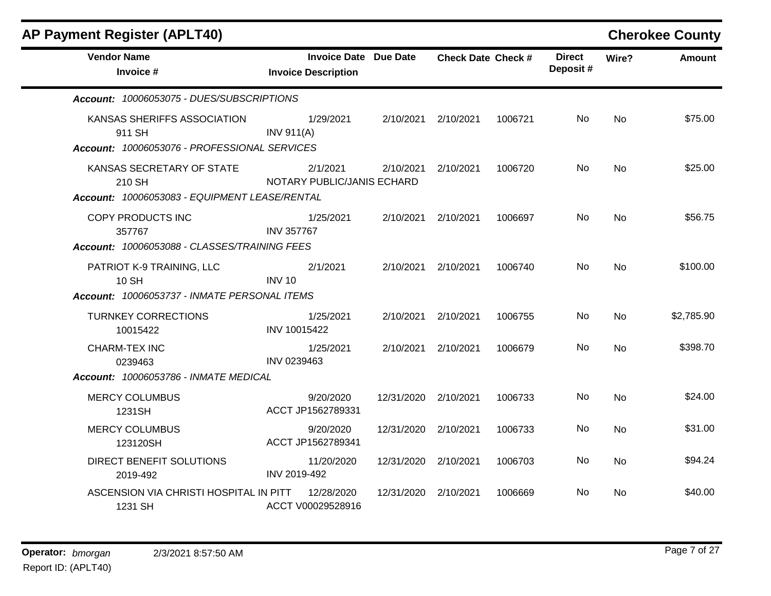## AP Payment Register (APLT40)

**Cherokee County**

| Vendor Name / Invoice # | Invoice Date / Invoice Description | Due Date | Check Date | Check # | Direct Deposit # | Wire? | Amount |
|---|---|---|---|---|---|---|---|
| ***Account: 10006053075 - DUES/SUBSCRIPTIONS*** | | | | | | | |
| KANSAS SHERIFFS ASSOCIATION<br>911 SH | 1/29/2021<br>INV 911(A) | 2/10/2021 | 2/10/2021 | 1006721 | No | No | $75.00 |
| ***Account: 10006053076 - PROFESSIONAL SERVICES*** | | | | | | | |
| KANSAS SECRETARY OF STATE<br>210 SH | 2/1/2021<br>NOTARY PUBLIC/JANIS ECHARD | 2/10/2021 | 2/10/2021 | 1006720 | No | No | $25.00 |
| ***Account: 10006053083 - EQUIPMENT LEASE/RENTAL*** | | | | | | | |
| COPY PRODUCTS INC<br>357767 | 1/25/2021<br>INV 357767 | 2/10/2021 | 2/10/2021 | 1006697 | No | No | $56.75 |
| ***Account: 10006053088 - CLASSES/TRAINING FEES*** | | | | | | | |
| PATRIOT K-9 TRAINING, LLC<br>10 SH | 2/1/2021<br>INV 10 | 2/10/2021 | 2/10/2021 | 1006740 | No | No | $100.00 |
| ***Account: 10006053737 - INMATE PERSONAL ITEMS*** | | | | | | | |
| TURNKEY CORRECTIONS<br>10015422 | 1/25/2021<br>INV 10015422 | 2/10/2021 | 2/10/2021 | 1006755 | No | No | $2,785.90 |
| CHARM-TEX INC<br>0239463 | 1/25/2021<br>INV 0239463 | 2/10/2021 | 2/10/2021 | 1006679 | No | No | $398.70 |
| ***Account: 10006053786 - INMATE MEDICAL*** | | | | | | | |
| MERCY COLUMBUS<br>1231SH | 9/20/2020<br>ACCT JP1562789331 | 12/31/2020 | 2/10/2021 | 1006733 | No | No | $24.00 |
| MERCY COLUMBUS<br>123120SH | 9/20/2020<br>ACCT JP1562789341 | 12/31/2020 | 2/10/2021 | 1006733 | No | No | $31.00 |
| DIRECT BENEFIT SOLUTIONS<br>2019-492 | 11/20/2020<br>INV 2019-492 | 12/31/2020 | 2/10/2021 | 1006703 | No | No | $94.24 |
| ASCENSION VIA CHRISTI HOSPITAL IN PITT<br>1231 SH | 12/28/2020<br>ACCT V00029528916 | 12/31/2020 | 2/10/2021 | 1006669 | No | No | $40.00 |

**Operator:** *bmorgan* 2/3/2021 8:57:50 AM

Report ID: (APLT40)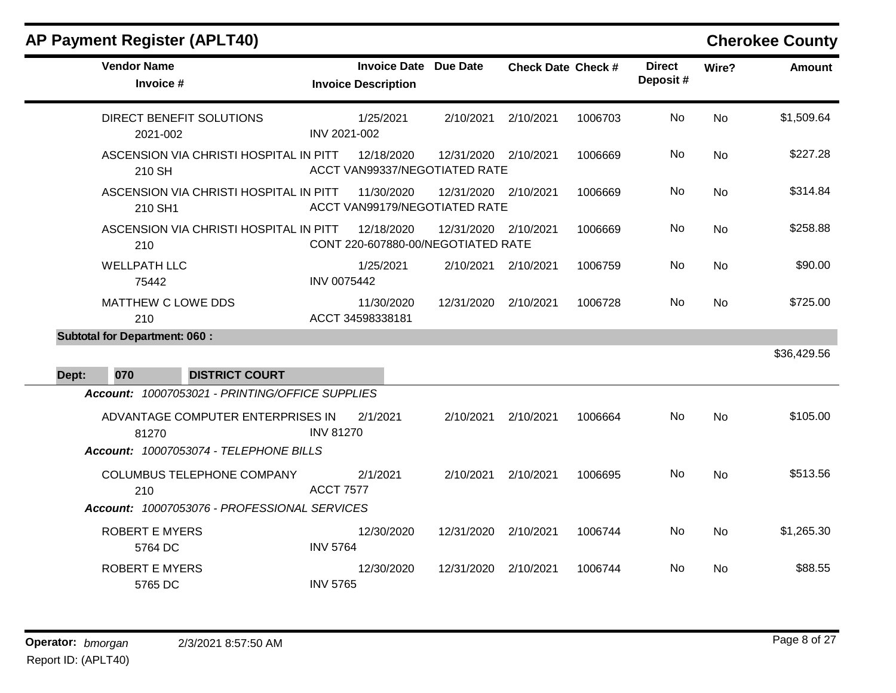## AP Payment Register (APLT40)

**Cherokee County**

| Vendor Name / Invoice # | Invoice Date / Invoice Description | Due Date | Check Date | Check # | Direct Deposit # | Wire? | Amount |
|---|---|---|---|---|---|---|---|
| DIRECT BENEFIT SOLUTIONS<br>2021-002 | 1/25/2021<br>INV 2021-002 | 2/10/2021 | 2/10/2021 | 1006703 | No | No | $1,509.64 |
| ASCENSION VIA CHRISTI HOSPITAL IN PITT<br>210 SH | 12/18/2020<br>ACCT VAN99337/NEGOTIATED RATE | 12/31/2020 | 2/10/2021 | 1006669 | No | No | $227.28 |
| ASCENSION VIA CHRISTI HOSPITAL IN PITT<br>210 SH1 | 11/30/2020<br>ACCT VAN99179/NEGOTIATED RATE | 12/31/2020 | 2/10/2021 | 1006669 | No | No | $314.84 |
| ASCENSION VIA CHRISTI HOSPITAL IN PITT<br>210 | 12/18/2020<br>CONT 220-607880-00/NEGOTIATED RATE | 12/31/2020 | 2/10/2021 | 1006669 | No | No | $258.88 |
| WELLPATH LLC<br>75442 | 1/25/2021<br>INV 0075442 | 2/10/2021 | 2/10/2021 | 1006759 | No | No | $90.00 |
| MATTHEW C LOWE DDS<br>210 | 11/30/2020<br>ACCT 34598338181 | 12/31/2020 | 2/10/2021 | 1006728 | No | No | $725.00 |
| **Subtotal for Department: 060 :** | | | | | | | $36,429.56 |

**Dept: 070 DISTRICT COURT**

*Account: 10007053021 - PRINTING/OFFICE SUPPLIES*

| Vendor Name / Invoice # | Invoice Date / Invoice Description | Due Date | Check Date | Check # | Direct Deposit # | Wire? | Amount |
|---|---|---|---|---|---|---|---|
| ADVANTAGE COMPUTER ENTERPRISES IN<br>81270 | 2/1/2021<br>INV 81270 | 2/10/2021 | 2/10/2021 | 1006664 | No | No | $105.00 |

*Account: 10007053074 - TELEPHONE BILLS*

| Vendor Name / Invoice # | Invoice Date / Invoice Description | Due Date | Check Date | Check # | Direct Deposit # | Wire? | Amount |
|---|---|---|---|---|---|---|---|
| COLUMBUS TELEPHONE COMPANY<br>210 | 2/1/2021<br>ACCT 7577 | 2/10/2021 | 2/10/2021 | 1006695 | No | No | $513.56 |

*Account: 10007053076 - PROFESSIONAL SERVICES*

| Vendor Name / Invoice # | Invoice Date / Invoice Description | Due Date | Check Date | Check # | Direct Deposit # | Wire? | Amount |
|---|---|---|---|---|---|---|---|
| ROBERT E MYERS<br>5764 DC | 12/30/2020<br>INV 5764 | 12/31/2020 | 2/10/2021 | 1006744 | No | No | $1,265.30 |
| ROBERT E MYERS<br>5765 DC | 12/30/2020<br>INV 5765 | 12/31/2020 | 2/10/2021 | 1006744 | No | No | $88.55 |

**Operator:** *bmorgan* 2/3/2021 8:57:50 AM
Report ID: (APLT40)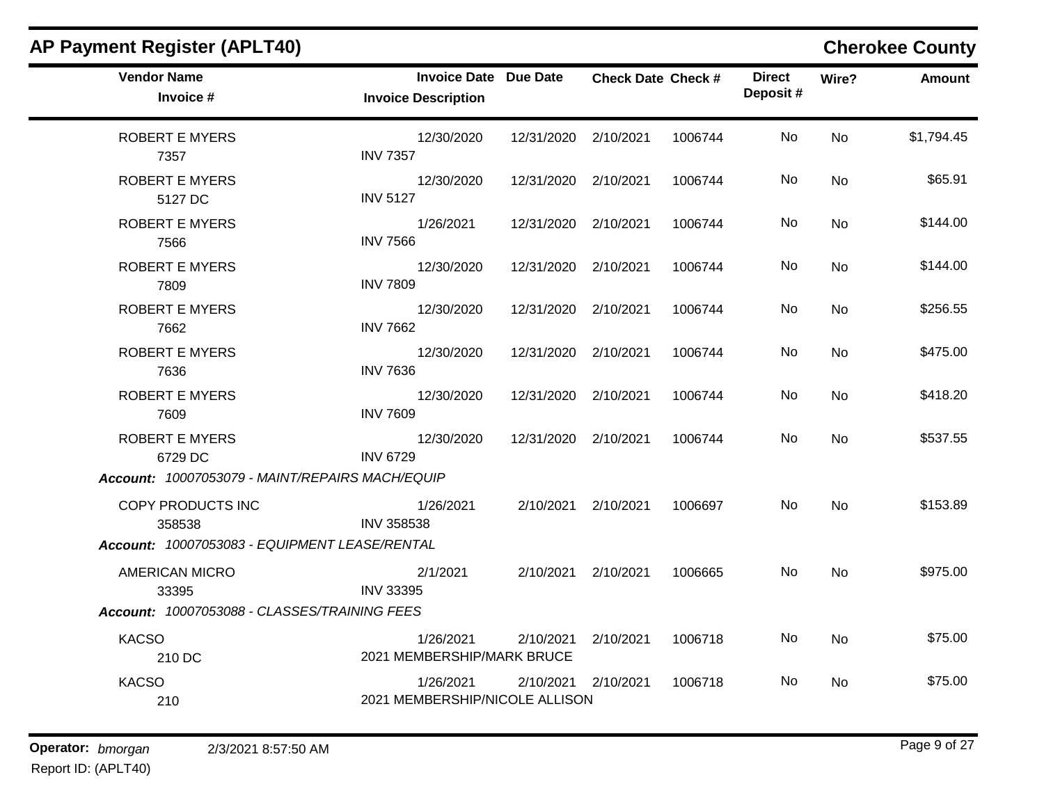## AP Payment Register (APLT40)

**Cherokee County**

| Vendor Name / Invoice # | Invoice Date / Invoice Description | Due Date | Check Date | Check # | Direct Deposit # | Wire? | Amount |
|---|---|---|---|---|---|---|---|
| ROBERT E MYERS<br>7357 | 12/30/2020<br>INV 7357 | 12/31/2020 | 2/10/2021 | 1006744 | No | No | $1,794.45 |
| ROBERT E MYERS<br>5127 DC | 12/30/2020<br>INV 5127 | 12/31/2020 | 2/10/2021 | 1006744 | No | No | $65.91 |
| ROBERT E MYERS<br>7566 | 1/26/2021<br>INV 7566 | 12/31/2020 | 2/10/2021 | 1006744 | No | No | $144.00 |
| ROBERT E MYERS<br>7809 | 12/30/2020<br>INV 7809 | 12/31/2020 | 2/10/2021 | 1006744 | No | No | $144.00 |
| ROBERT E MYERS<br>7662 | 12/30/2020<br>INV 7662 | 12/31/2020 | 2/10/2021 | 1006744 | No | No | $256.55 |
| ROBERT E MYERS<br>7636 | 12/30/2020<br>INV 7636 | 12/31/2020 | 2/10/2021 | 1006744 | No | No | $475.00 |
| ROBERT E MYERS<br>7609 | 12/30/2020<br>INV 7609 | 12/31/2020 | 2/10/2021 | 1006744 | No | No | $418.20 |
| ROBERT E MYERS<br>6729 DC | 12/30/2020<br>INV 6729 | 12/31/2020 | 2/10/2021 | 1006744 | No | No | $537.55 |
| ***Account:** 10007053079 - MAINT/REPAIRS MACH/EQUIP* | | | | | | | |
| COPY PRODUCTS INC<br>358538 | 1/26/2021<br>INV 358538 | 2/10/2021 | 2/10/2021 | 1006697 | No | No | $153.89 |
| ***Account:** 10007053083 - EQUIPMENT LEASE/RENTAL* | | | | | | | |
| AMERICAN MICRO<br>33395 | 2/1/2021<br>INV 33395 | 2/10/2021 | 2/10/2021 | 1006665 | No | No | $975.00 |
| ***Account:** 10007053088 - CLASSES/TRAINING FEES* | | | | | | | |
| KACSO<br>210 DC | 1/26/2021<br>2021 MEMBERSHIP/MARK BRUCE | 2/10/2021 | 2/10/2021 | 1006718 | No | No | $75.00 |
| KACSO<br>210 | 1/26/2021<br>2021 MEMBERSHIP/NICOLE ALLISON | 2/10/2021 | 2/10/2021 | 1006718 | No | No | $75.00 |

**Operator:** *bmorgan* 2/3/2021 8:57:50 AM

Report ID: (APLT40)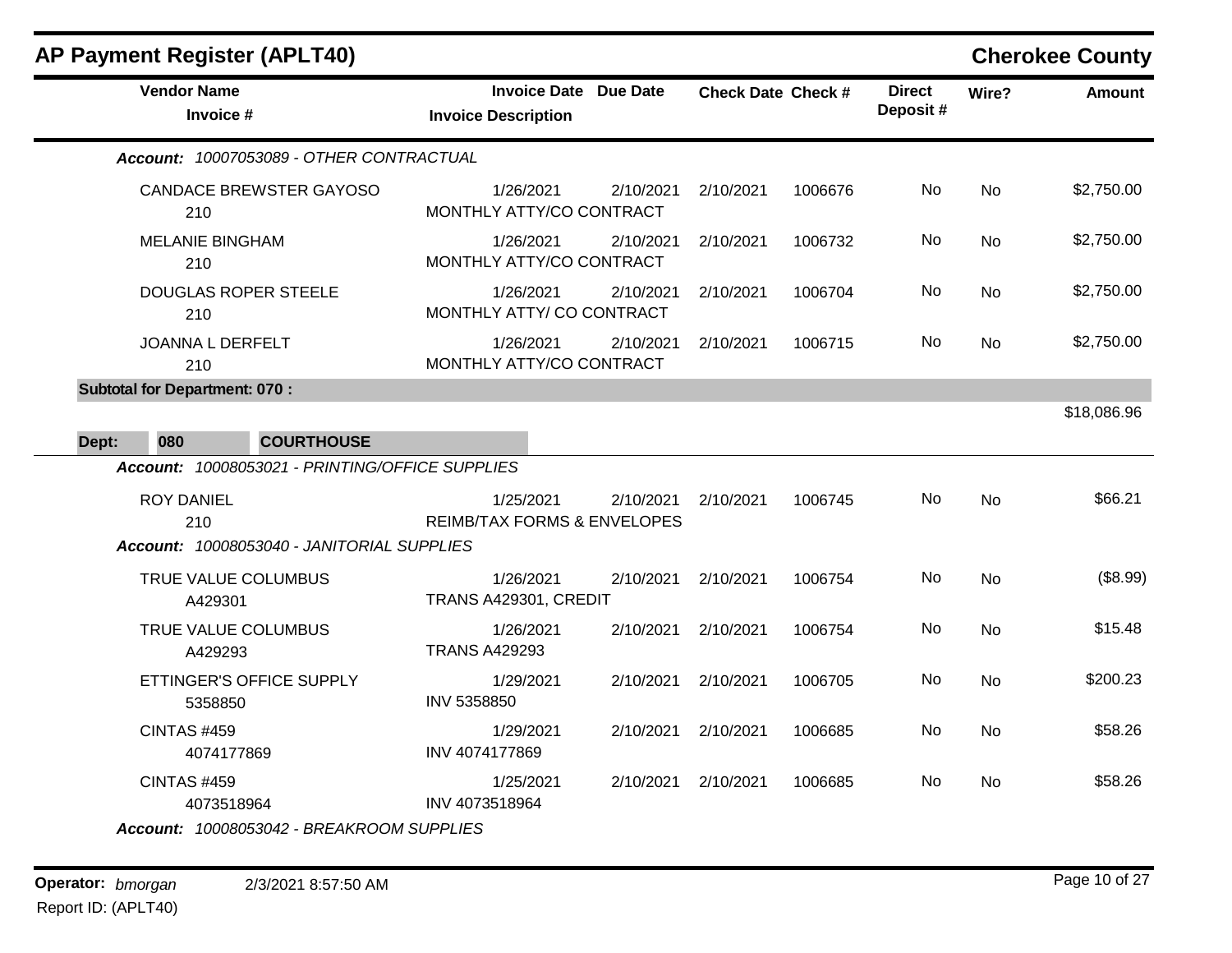## AP Payment Register (APLT40)

**Cherokee County**

| Vendor Name / Invoice # | Invoice Date / Invoice Description | Due Date | Check Date | Check # | Direct Deposit # | Wire? | Amount |
|---|---|---|---|---|---|---|---|
| ***Account: 10007053089 - OTHER CONTRACTUAL*** | | | | | | | |
| CANDACE BREWSTER GAYOSO<br>210 | 1/26/2021<br>MONTHLY ATTY/CO CONTRACT | 2/10/2021 | 2/10/2021 | 1006676 | No | No | $2,750.00 |
| MELANIE BINGHAM<br>210 | 1/26/2021<br>MONTHLY ATTY/CO CONTRACT | 2/10/2021 | 2/10/2021 | 1006732 | No | No | $2,750.00 |
| DOUGLAS ROPER STEELE<br>210 | 1/26/2021<br>MONTHLY ATTY/ CO CONTRACT | 2/10/2021 | 2/10/2021 | 1006704 | No | No | $2,750.00 |
| JOANNA L DERFELT<br>210 | 1/26/2021<br>MONTHLY ATTY/CO CONTRACT | 2/10/2021 | 2/10/2021 | 1006715 | No | No | $2,750.00 |
| **Subtotal for Department: 070 :** | | | | | | | $18,086.96 |
| **Dept: 080 COURTHOUSE** | | | | | | | |
| ***Account: 10008053021 - PRINTING/OFFICE SUPPLIES*** | | | | | | | |
| ROY DANIEL<br>210 | 1/25/2021<br>REIMB/TAX FORMS & ENVELOPES | 2/10/2021 | 2/10/2021 | 1006745 | No | No | $66.21 |
| ***Account: 10008053040 - JANITORIAL SUPPLIES*** | | | | | | | |
| TRUE VALUE COLUMBUS<br>A429301 | 1/26/2021<br>TRANS A429301, CREDIT | 2/10/2021 | 2/10/2021 | 1006754 | No | No | ($8.99) |
| TRUE VALUE COLUMBUS<br>A429293 | 1/26/2021<br>TRANS A429293 | 2/10/2021 | 2/10/2021 | 1006754 | No | No | $15.48 |
| ETTINGER'S OFFICE SUPPLY<br>5358850 | 1/29/2021<br>INV 5358850 | 2/10/2021 | 2/10/2021 | 1006705 | No | No | $200.23 |
| CINTAS #459<br>4074177869 | 1/29/2021<br>INV 4074177869 | 2/10/2021 | 2/10/2021 | 1006685 | No | No | $58.26 |
| CINTAS #459<br>4073518964 | 1/25/2021<br>INV 4073518964 | 2/10/2021 | 2/10/2021 | 1006685 | No | No | $58.26 |
| ***Account: 10008053042 - BREAKROOM SUPPLIES*** | | | | | | | |

**Operator:** *bmorgan* 2/3/2021 8:57:50 AM
Report ID: (APLT40)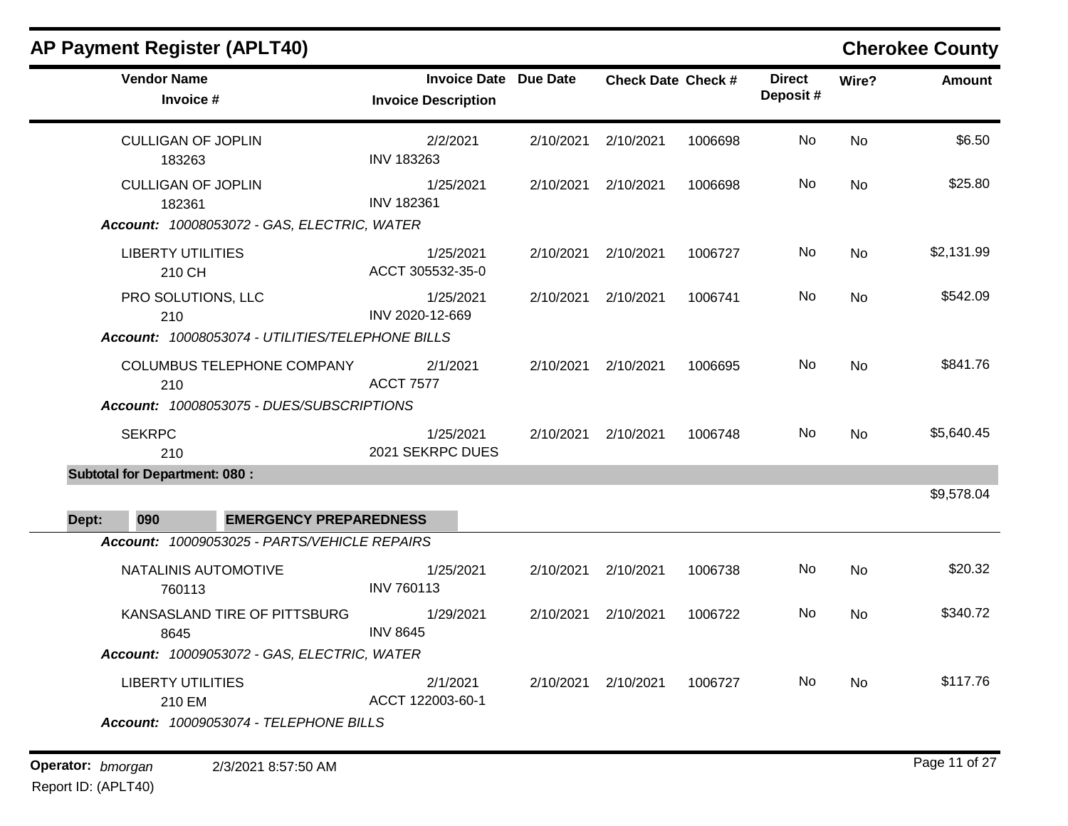# AP Payment Register (APLT40)

**Cherokee County**

| Vendor Name / Invoice # | Invoice Date / Invoice Description | Due Date | Check Date | Check # | Direct Deposit # | Wire? | Amount |
|---|---|---|---|---|---|---|---|
| CULLIGAN OF JOPLIN<br>183263 | 2/2/2021<br>INV 183263 | 2/10/2021 | 2/10/2021 | 1006698 | No | No | $6.50 |
| CULLIGAN OF JOPLIN<br>182361 | 1/25/2021<br>INV 182361 | 2/10/2021 | 2/10/2021 | 1006698 | No | No | $25.80 |
| ***Account:*** *10008053072 - GAS, ELECTRIC, WATER* | | | | | | | |
| LIBERTY UTILITIES<br>210 CH | 1/25/2021<br>ACCT 305532-35-0 | 2/10/2021 | 2/10/2021 | 1006727 | No | No | $2,131.99 |
| PRO SOLUTIONS, LLC<br>210 | 1/25/2021<br>INV 2020-12-669 | 2/10/2021 | 2/10/2021 | 1006741 | No | No | $542.09 |
| ***Account:*** *10008053074 - UTILITIES/TELEPHONE BILLS* | | | | | | | |
| COLUMBUS TELEPHONE COMPANY<br>210 | 2/1/2021<br>ACCT 7577 | 2/10/2021 | 2/10/2021 | 1006695 | No | No | $841.76 |
| ***Account:*** *10008053075 - DUES/SUBSCRIPTIONS* | | | | | | | |
| SEKRPC<br>210 | 1/25/2021<br>2021 SEKRPC DUES | 2/10/2021 | 2/10/2021 | 1006748 | No | No | $5,640.45 |
| **Subtotal for Department: 080 :** | | | | | | | $9,578.04 |
| **Dept: 090 EMERGENCY PREPAREDNESS** | | | | | | | |
| ***Account:*** *10009053025 - PARTS/VEHICLE REPAIRS* | | | | | | | |
| NATALINIS AUTOMOTIVE<br>760113 | 1/25/2021<br>INV 760113 | 2/10/2021 | 2/10/2021 | 1006738 | No | No | $20.32 |
| KANSASLAND TIRE OF PITTSBURG<br>8645 | 1/29/2021<br>INV 8645 | 2/10/2021 | 2/10/2021 | 1006722 | No | No | $340.72 |
| ***Account:*** *10009053072 - GAS, ELECTRIC, WATER* | | | | | | | |
| LIBERTY UTILITIES<br>210 EM | 2/1/2021<br>ACCT 122003-60-1 | 2/10/2021 | 2/10/2021 | 1006727 | No | No | $117.76 |
| ***Account:*** *10009053074 - TELEPHONE BILLS* | | | | | | | |

**Operator:** *bmorgan* 2/3/2021 8:57:50 AM
Report ID: (APLT40)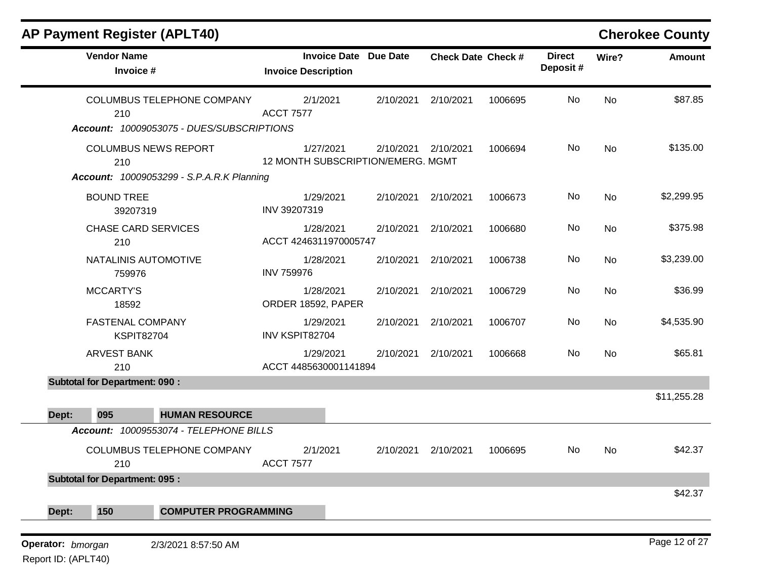## AP Payment Register (APLT40) — Cherokee County

| Vendor Name / Invoice # | Invoice Date / Invoice Description | Due Date | Check Date | Check # | Direct Deposit # | Wire? | Amount |
|---|---|---|---|---|---|---|---|
| COLUMBUS TELEPHONE COMPANY<br>210 | 2/1/2021<br>ACCT 7577 | 2/10/2021 | 2/10/2021 | 1006695 | No | No | $87.85 |
| ***Account:*** *10009053075 - DUES/SUBSCRIPTIONS* | | | | | | | |
| COLUMBUS NEWS REPORT<br>210 | 1/27/2021<br>12 MONTH SUBSCRIPTION/EMERG. MGMT | 2/10/2021 | 2/10/2021 | 1006694 | No | No | $135.00 |
| ***Account:*** *10009053299 - S.P.A.R.K Planning* | | | | | | | |
| BOUND TREE<br>39207319 | 1/29/2021<br>INV 39207319 | 2/10/2021 | 2/10/2021 | 1006673 | No | No | $2,299.95 |
| CHASE CARD SERVICES<br>210 | 1/28/2021<br>ACCT 4246311970005747 | 2/10/2021 | 2/10/2021 | 1006680 | No | No | $375.98 |
| NATALINIS AUTOMOTIVE<br>759976 | 1/28/2021<br>INV 759976 | 2/10/2021 | 2/10/2021 | 1006738 | No | No | $3,239.00 |
| MCCARTY'S<br>18592 | 1/28/2021<br>ORDER 18592, PAPER | 2/10/2021 | 2/10/2021 | 1006729 | No | No | $36.99 |
| FASTENAL COMPANY<br>KSPIT82704 | 1/29/2021<br>INV KSPIT82704 | 2/10/2021 | 2/10/2021 | 1006707 | No | No | $4,535.90 |
| ARVEST BANK<br>210 | 1/29/2021<br>ACCT 4485630001141894 | 2/10/2021 | 2/10/2021 | 1006668 | No | No | $65.81 |
| **Subtotal for Department: 090 :** | | | | | | | $11,255.28 |
| **Dept: 095 HUMAN RESOURCE** | | | | | | | |
| ***Account:*** *10009553074 - TELEPHONE BILLS* | | | | | | | |
| COLUMBUS TELEPHONE COMPANY<br>210 | 2/1/2021<br>ACCT 7577 | 2/10/2021 | 2/10/2021 | 1006695 | No | No | $42.37 |
| **Subtotal for Department: 095 :** | | | | | | | $42.37 |
| **Dept: 150 COMPUTER PROGRAMMING** | | | | | | | |

Operator: *bmorgan* 2/3/2021 8:57:50 AM

Report ID: (APLT40)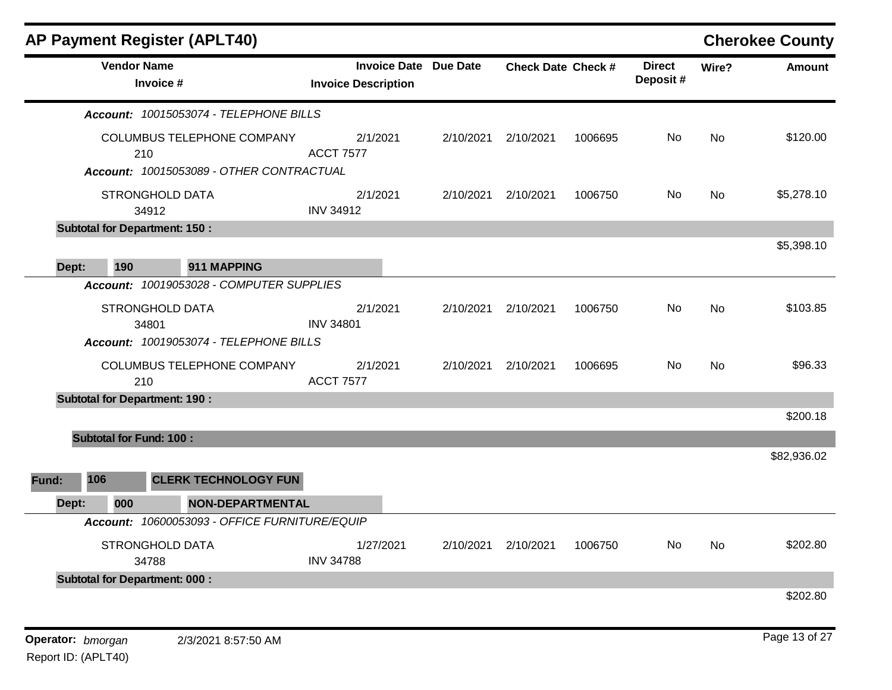## AP Payment Register (APLT40) — Cherokee County

| Vendor Name / Invoice # | Invoice Date / Invoice Description | Due Date | Check Date | Check # | Direct Deposit # | Wire? | Amount |
|---|---|---|---|---|---|---|---|
| ***Account: 10015053074 - TELEPHONE BILLS*** | | | | | | | |
| COLUMBUS TELEPHONE COMPANY<br>210 | 2/1/2021<br>ACCT 7577 | 2/10/2021 | 2/10/2021 | 1006695 | No | No | $120.00 |
| ***Account: 10015053089 - OTHER CONTRACTUAL*** | | | | | | | |
| STRONGHOLD DATA<br>34912 | 2/1/2021<br>INV 34912 | 2/10/2021 | 2/10/2021 | 1006750 | No | No | $5,278.10 |
| **Subtotal for Department: 150 :** | | | | | | | $5,398.10 |
| **Dept: 190 — 911 MAPPING** | | | | | | | |
| ***Account: 10019053028 - COMPUTER SUPPLIES*** | | | | | | | |
| STRONGHOLD DATA<br>34801 | 2/1/2021<br>INV 34801 | 2/10/2021 | 2/10/2021 | 1006750 | No | No | $103.85 |
| ***Account: 10019053074 - TELEPHONE BILLS*** | | | | | | | |
| COLUMBUS TELEPHONE COMPANY<br>210 | 2/1/2021<br>ACCT 7577 | 2/10/2021 | 2/10/2021 | 1006695 | No | No | $96.33 |
| **Subtotal for Department: 190 :** | | | | | | | $200.18 |
| **Subtotal for Fund: 100 :** | | | | | | | $82,936.02 |
| **Fund: 106 — CLERK TECHNOLOGY FUN** | | | | | | | |
| **Dept: 000 — NON-DEPARTMENTAL** | | | | | | | |
| ***Account: 10600053093 - OFFICE FURNITURE/EQUIP*** | | | | | | | |
| STRONGHOLD DATA<br>34788 | 1/27/2021<br>INV 34788 | 2/10/2021 | 2/10/2021 | 1006750 | No | No | $202.80 |
| **Subtotal for Department: 000 :** | | | | | | | $202.80 |

Operator: *bmorgan* 2/3/2021 8:57:50 AM
Report ID: (APLT40)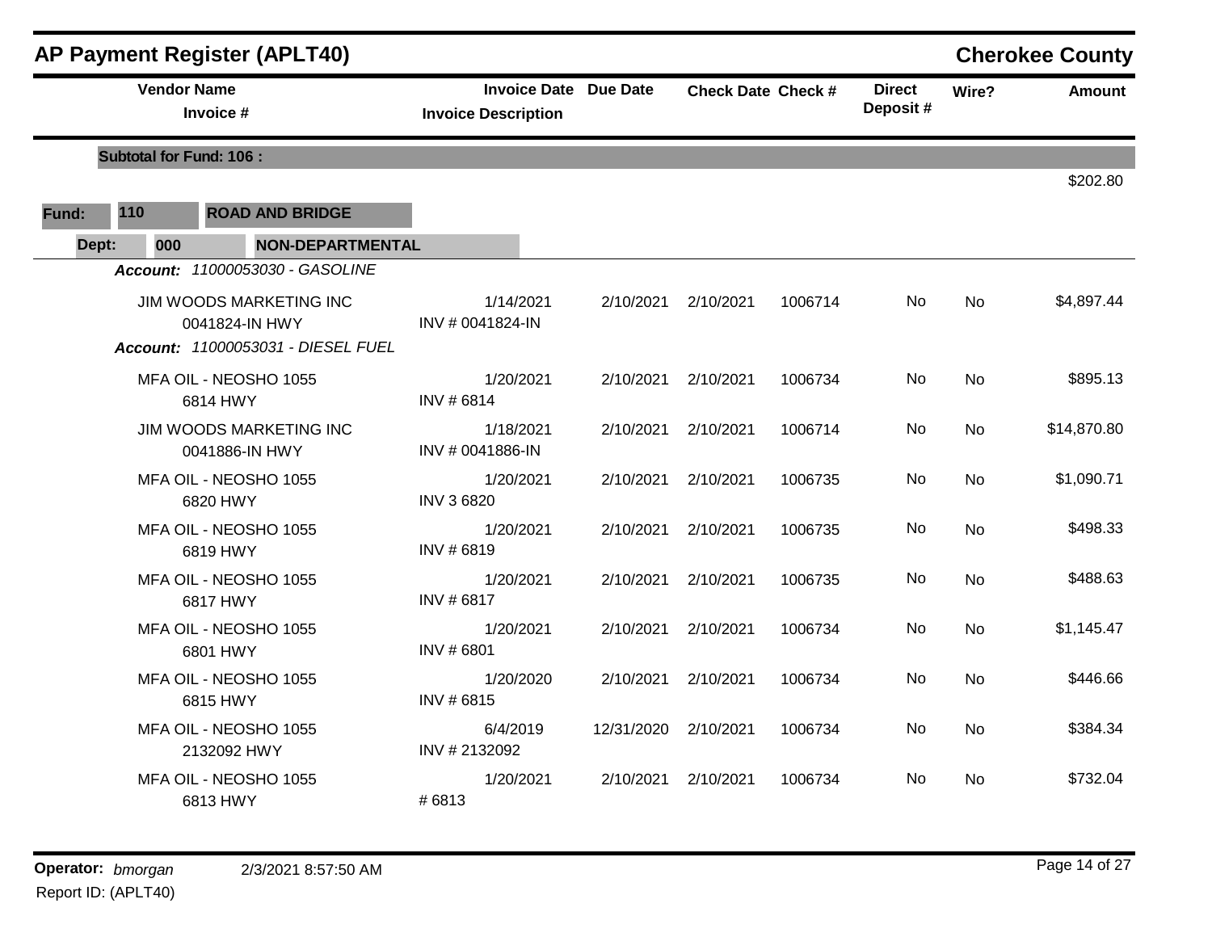## AP Payment Register (APLT40) — Cherokee County

| Vendor Name / Invoice # | Invoice Date / Invoice Description | Due Date | Check Date | Check # | Direct Deposit # | Wire? | Amount |
|---|---|---|---|---|---|---|---|
| **Subtotal for Fund: 106 :** | | | | | | | $202.80 |

**Fund: 110 ROAD AND BRIDGE**

**Dept: 000 NON-DEPARTMENTAL**

***Account:*** *11000053030 - GASOLINE*

| Vendor Name / Invoice # | Invoice Date / Invoice Description | Due Date | Check Date | Check # | Direct Deposit # | Wire? | Amount |
|---|---|---|---|---|---|---|---|
| JIM WOODS MARKETING INC 0041824-IN HWY | 1/14/2021 INV # 0041824-IN | 2/10/2021 | 2/10/2021 | 1006714 | No | No | $4,897.44 |

***Account:*** *11000053031 - DIESEL FUEL*

| Vendor Name / Invoice # | Invoice Date / Invoice Description | Due Date | Check Date | Check # | Direct Deposit # | Wire? | Amount |
|---|---|---|---|---|---|---|---|
| MFA OIL - NEOSHO 1055 6814 HWY | 1/20/2021 INV # 6814 | 2/10/2021 | 2/10/2021 | 1006734 | No | No | $895.13 |
| JIM WOODS MARKETING INC 0041886-IN HWY | 1/18/2021 INV # 0041886-IN | 2/10/2021 | 2/10/2021 | 1006714 | No | No | $14,870.80 |
| MFA OIL - NEOSHO 1055 6820 HWY | 1/20/2021 INV 3 6820 | 2/10/2021 | 2/10/2021 | 1006735 | No | No | $1,090.71 |
| MFA OIL - NEOSHO 1055 6819 HWY | 1/20/2021 INV # 6819 | 2/10/2021 | 2/10/2021 | 1006735 | No | No | $498.33 |
| MFA OIL - NEOSHO 1055 6817 HWY | 1/20/2021 INV # 6817 | 2/10/2021 | 2/10/2021 | 1006735 | No | No | $488.63 |
| MFA OIL - NEOSHO 1055 6801 HWY | 1/20/2021 INV # 6801 | 2/10/2021 | 2/10/2021 | 1006734 | No | No | $1,145.47 |
| MFA OIL - NEOSHO 1055 6815 HWY | 1/20/2020 INV # 6815 | 2/10/2021 | 2/10/2021 | 1006734 | No | No | $446.66 |
| MFA OIL - NEOSHO 1055 2132092 HWY | 6/4/2019 INV # 2132092 | 12/31/2020 | 2/10/2021 | 1006734 | No | No | $384.34 |
| MFA OIL - NEOSHO 1055 6813 HWY | 1/20/2021 # 6813 | 2/10/2021 | 2/10/2021 | 1006734 | No | No | $732.04 |

**Operator:** *bmorgan* 2/3/2021 8:57:50 AM
Report ID: (APLT40)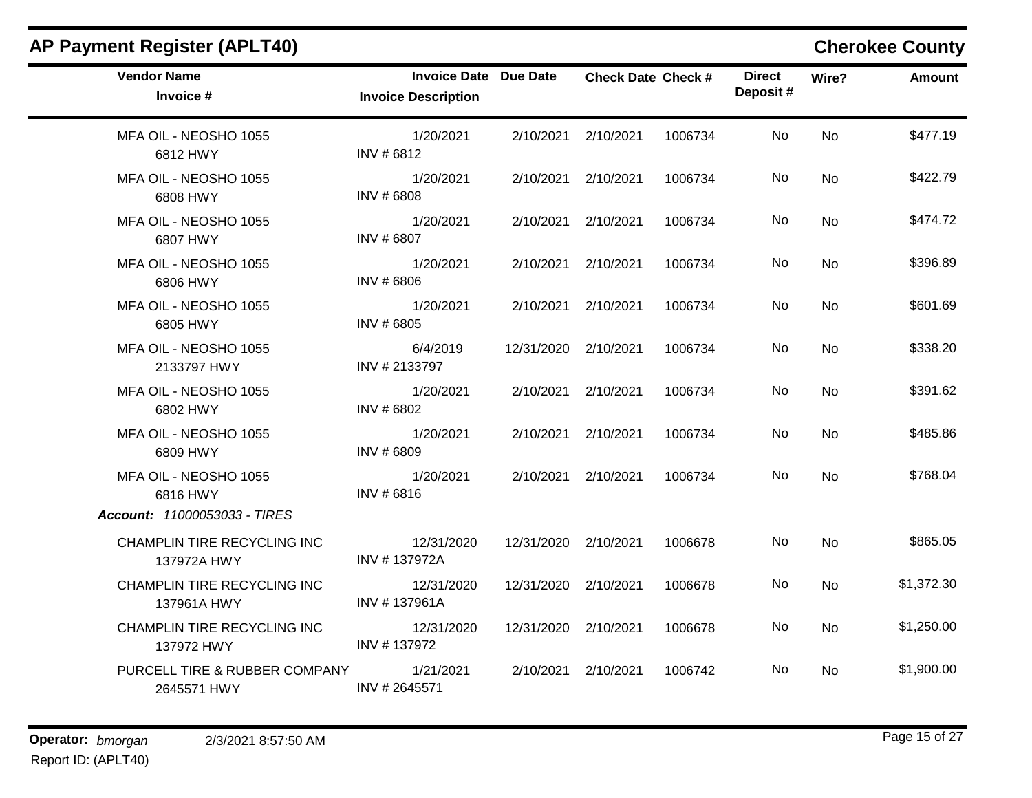## AP Payment Register (APLT40)

**Cherokee County**

| Vendor Name / Invoice # | Invoice Date / Invoice Description | Due Date | Check Date | Check # | Direct Deposit # | Wire? | Amount |
|---|---|---|---|---|---|---|---|
| MFA OIL - NEOSHO 1055<br>6812 HWY | 1/20/2021<br>INV # 6812 | 2/10/2021 | 2/10/2021 | 1006734 | No | No | $477.19 |
| MFA OIL - NEOSHO 1055<br>6808 HWY | 1/20/2021<br>INV # 6808 | 2/10/2021 | 2/10/2021 | 1006734 | No | No | $422.79 |
| MFA OIL - NEOSHO 1055<br>6807 HWY | 1/20/2021<br>INV # 6807 | 2/10/2021 | 2/10/2021 | 1006734 | No | No | $474.72 |
| MFA OIL - NEOSHO 1055<br>6806 HWY | 1/20/2021<br>INV # 6806 | 2/10/2021 | 2/10/2021 | 1006734 | No | No | $396.89 |
| MFA OIL - NEOSHO 1055<br>6805 HWY | 1/20/2021<br>INV # 6805 | 2/10/2021 | 2/10/2021 | 1006734 | No | No | $601.69 |
| MFA OIL - NEOSHO 1055<br>2133797 HWY | 6/4/2019<br>INV # 2133797 | 12/31/2020 | 2/10/2021 | 1006734 | No | No | $338.20 |
| MFA OIL - NEOSHO 1055<br>6802 HWY | 1/20/2021<br>INV # 6802 | 2/10/2021 | 2/10/2021 | 1006734 | No | No | $391.62 |
| MFA OIL - NEOSHO 1055<br>6809 HWY | 1/20/2021<br>INV # 6809 | 2/10/2021 | 2/10/2021 | 1006734 | No | No | $485.86 |
| MFA OIL - NEOSHO 1055<br>6816 HWY | 1/20/2021<br>INV # 6816 | 2/10/2021 | 2/10/2021 | 1006734 | No | No | $768.04 |
| ***Account:** 11000053033 - TIRES* | | | | | | | |
| CHAMPLIN TIRE RECYCLING INC<br>137972A HWY | 12/31/2020<br>INV # 137972A | 12/31/2020 | 2/10/2021 | 1006678 | No | No | $865.05 |
| CHAMPLIN TIRE RECYCLING INC<br>137961A HWY | 12/31/2020<br>INV # 137961A | 12/31/2020 | 2/10/2021 | 1006678 | No | No | $1,372.30 |
| CHAMPLIN TIRE RECYCLING INC<br>137972 HWY | 12/31/2020<br>INV # 137972 | 12/31/2020 | 2/10/2021 | 1006678 | No | No | $1,250.00 |
| PURCELL TIRE & RUBBER COMPANY<br>2645571 HWY | 1/21/2021<br>INV # 2645571 | 2/10/2021 | 2/10/2021 | 1006742 | No | No | $1,900.00 |

**Operator:** *bmorgan* 2/3/2021 8:57:50 AM

Report ID: (APLT40)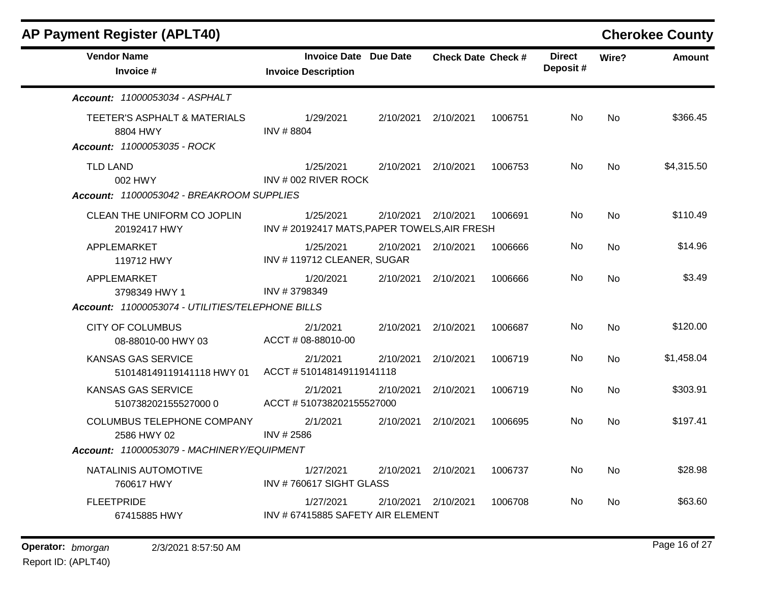## AP Payment Register (APLT40) — Cherokee County

| Vendor Name / Invoice # | Invoice Date / Invoice Description | Due Date | Check Date | Check # | Direct Deposit # | Wire? | Amount |
|---|---|---|---|---|---|---|---|
| ***Account: 11000053034 - ASPHALT*** | | | | | | | |
| TEETER'S ASPHALT & MATERIALS<br>8804 HWY | 1/29/2021<br>INV # 8804 | 2/10/2021 | 2/10/2021 | 1006751 | No | No | $366.45 |
| ***Account: 11000053035 - ROCK*** | | | | | | | |
| TLD LAND<br>002 HWY | 1/25/2021<br>INV # 002 RIVER ROCK | 2/10/2021 | 2/10/2021 | 1006753 | No | No | $4,315.50 |
| ***Account: 11000053042 - BREAKROOM SUPPLIES*** | | | | | | | |
| CLEAN THE UNIFORM CO JOPLIN<br>20192417 HWY | 1/25/2021<br>INV # 20192417 MATS,PAPER TOWELS,AIR FRESH | 2/10/2021 | 2/10/2021 | 1006691 | No | No | $110.49 |
| APPLEMARKET<br>119712 HWY | 1/25/2021<br>INV # 119712 CLEANER, SUGAR | 2/10/2021 | 2/10/2021 | 1006666 | No | No | $14.96 |
| APPLEMARKET<br>3798349 HWY 1 | 1/20/2021<br>INV # 3798349 | 2/10/2021 | 2/10/2021 | 1006666 | No | No | $3.49 |
| ***Account: 11000053074 - UTILITIES/TELEPHONE BILLS*** | | | | | | | |
| CITY OF COLUMBUS<br>08-88010-00 HWY 03 | 2/1/2021<br>ACCT # 08-88010-00 | 2/10/2021 | 2/10/2021 | 1006687 | No | No | $120.00 |
| KANSAS GAS SERVICE<br>510148149119141118 HWY 01 | 2/1/2021<br>ACCT # 510148149119141118 | 2/10/2021 | 2/10/2021 | 1006719 | No | No | $1,458.04 |
| KANSAS GAS SERVICE<br>510738202155527000 0 | 2/1/2021<br>ACCT # 510738202155527000 | 2/10/2021 | 2/10/2021 | 1006719 | No | No | $303.91 |
| COLUMBUS TELEPHONE COMPANY<br>2586 HWY 02 | 2/1/2021<br>INV # 2586 | 2/10/2021 | 2/10/2021 | 1006695 | No | No | $197.41 |
| ***Account: 11000053079 - MACHINERY/EQUIPMENT*** | | | | | | | |
| NATALINIS AUTOMOTIVE<br>760617 HWY | 1/27/2021<br>INV # 760617 SIGHT GLASS | 2/10/2021 | 2/10/2021 | 1006737 | No | No | $28.98 |
| FLEETPRIDE<br>67415885 HWY | 1/27/2021<br>INV # 67415885 SAFETY AIR ELEMENT | 2/10/2021 | 2/10/2021 | 1006708 | No | No | $63.60 |

**Operator:** *bmorgan* 2/3/2021 8:57:50 AM
Report ID: (APLT40)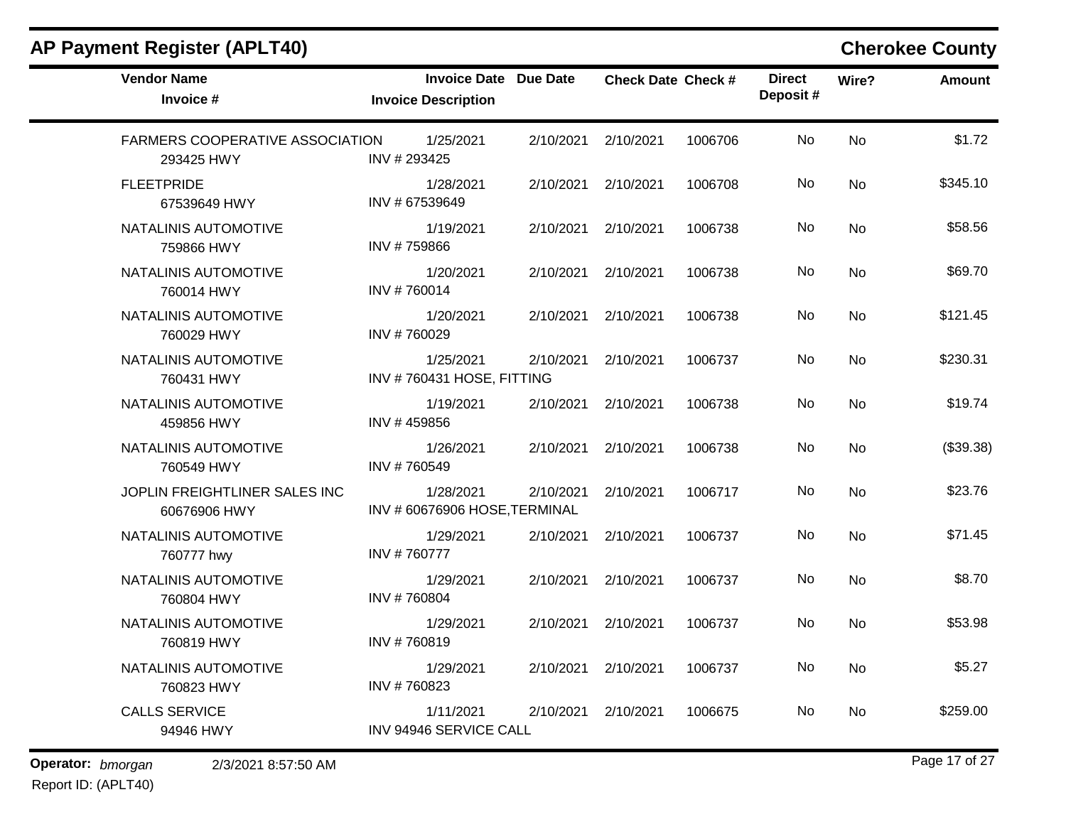## AP Payment Register (APLT40)

**Cherokee County**

| Vendor Name / Invoice # | Invoice Date / Invoice Description | Due Date | Check Date | Check # | Direct Deposit # | Wire? | Amount |
|---|---|---|---|---|---|---|---|
| FARMERS COOPERATIVE ASSOCIATION<br>293425 HWY | 1/25/2021<br>INV # 293425 | 2/10/2021 | 2/10/2021 | 1006706 | No | No | $1.72 |
| FLEETPRIDE<br>67539649 HWY | 1/28/2021<br>INV # 67539649 | 2/10/2021 | 2/10/2021 | 1006708 | No | No | $345.10 |
| NATALINIS AUTOMOTIVE<br>759866 HWY | 1/19/2021<br>INV # 759866 | 2/10/2021 | 2/10/2021 | 1006738 | No | No | $58.56 |
| NATALINIS AUTOMOTIVE<br>760014 HWY | 1/20/2021<br>INV # 760014 | 2/10/2021 | 2/10/2021 | 1006738 | No | No | $69.70 |
| NATALINIS AUTOMOTIVE<br>760029 HWY | 1/20/2021<br>INV # 760029 | 2/10/2021 | 2/10/2021 | 1006738 | No | No | $121.45 |
| NATALINIS AUTOMOTIVE<br>760431 HWY | 1/25/2021<br>INV # 760431 HOSE, FITTING | 2/10/2021 | 2/10/2021 | 1006737 | No | No | $230.31 |
| NATALINIS AUTOMOTIVE<br>459856 HWY | 1/19/2021<br>INV # 459856 | 2/10/2021 | 2/10/2021 | 1006738 | No | No | $19.74 |
| NATALINIS AUTOMOTIVE<br>760549 HWY | 1/26/2021<br>INV # 760549 | 2/10/2021 | 2/10/2021 | 1006738 | No | No | ($39.38) |
| JOPLIN FREIGHTLINER SALES INC<br>60676906 HWY | 1/28/2021<br>INV # 60676906 HOSE,TERMINAL | 2/10/2021 | 2/10/2021 | 1006717 | No | No | $23.76 |
| NATALINIS AUTOMOTIVE<br>760777 hwy | 1/29/2021<br>INV # 760777 | 2/10/2021 | 2/10/2021 | 1006737 | No | No | $71.45 |
| NATALINIS AUTOMOTIVE<br>760804 HWY | 1/29/2021<br>INV # 760804 | 2/10/2021 | 2/10/2021 | 1006737 | No | No | $8.70 |
| NATALINIS AUTOMOTIVE<br>760819 HWY | 1/29/2021<br>INV # 760819 | 2/10/2021 | 2/10/2021 | 1006737 | No | No | $53.98 |
| NATALINIS AUTOMOTIVE<br>760823 HWY | 1/29/2021<br>INV # 760823 | 2/10/2021 | 2/10/2021 | 1006737 | No | No | $5.27 |
| CALLS SERVICE<br>94946 HWY | 1/11/2021<br>INV 94946 SERVICE CALL | 2/10/2021 | 2/10/2021 | 1006675 | No | No | $259.00 |

**Operator:** *bmorgan* 2/3/2021 8:57:50 AM

Report ID: (APLT40)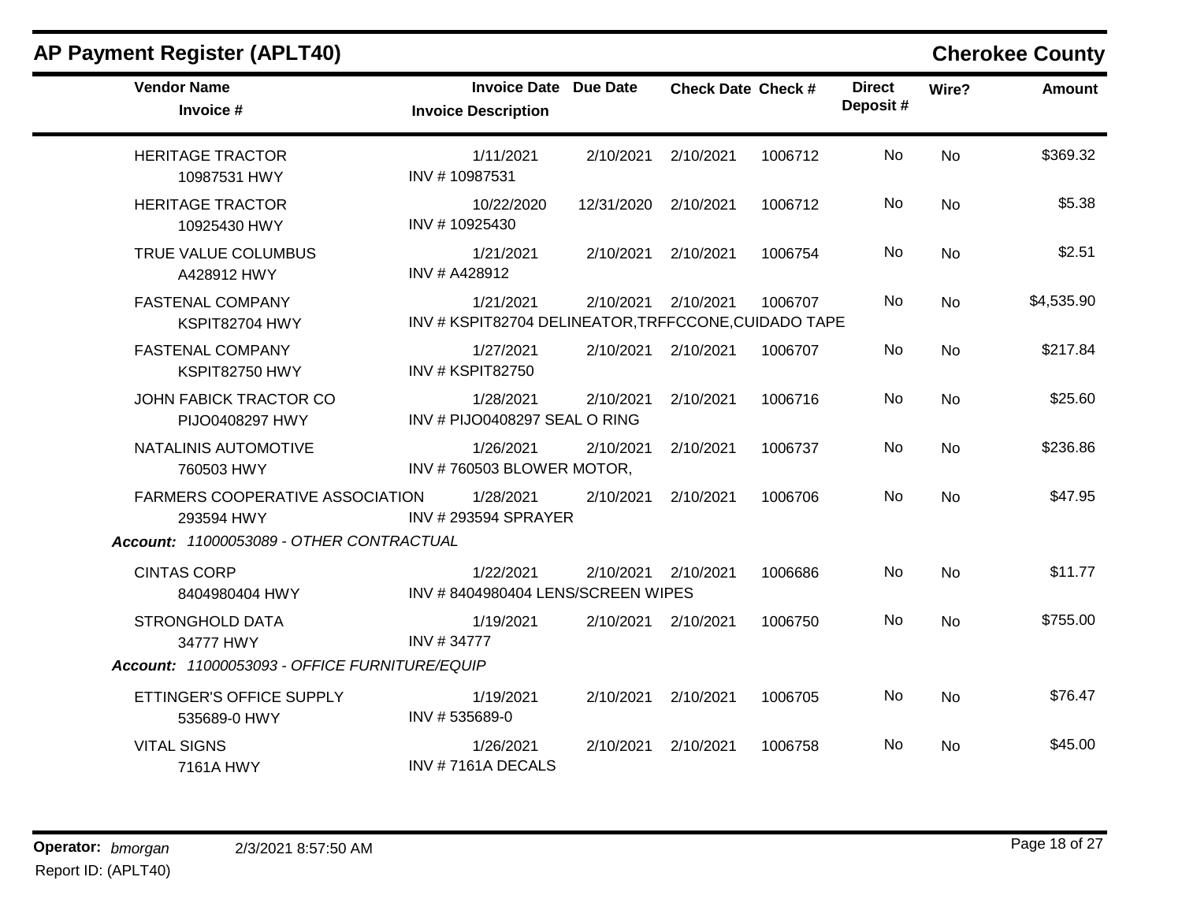## AP Payment Register (APLT40)

**Cherokee County**

| Vendor Name / Invoice # | Invoice Date / Invoice Description | Due Date | Check Date | Check # | Direct Deposit # | Wire? | Amount |
|---|---|---|---|---|---|---|---|
| HERITAGE TRACTOR<br>10987531 HWY | 1/11/2021<br>INV # 10987531 | 2/10/2021 | 2/10/2021 | 1006712 | No | No | $369.32 |
| HERITAGE TRACTOR<br>10925430 HWY | 10/22/2020<br>INV # 10925430 | 12/31/2020 | 2/10/2021 | 1006712 | No | No | $5.38 |
| TRUE VALUE COLUMBUS<br>A428912 HWY | 1/21/2021<br>INV # A428912 | 2/10/2021 | 2/10/2021 | 1006754 | No | No | $2.51 |
| FASTENAL COMPANY<br>KSPIT82704 HWY | 1/21/2021<br>INV # KSPIT82704 DELINEATOR,TRFFCCONE,CUIDADO TAPE | 2/10/2021 | 2/10/2021 | 1006707 | No | No | $4,535.90 |
| FASTENAL COMPANY<br>KSPIT82750 HWY | 1/27/2021<br>INV # KSPIT82750 | 2/10/2021 | 2/10/2021 | 1006707 | No | No | $217.84 |
| JOHN FABICK TRACTOR CO<br>PIJO0408297 HWY | 1/28/2021<br>INV # PIJO0408297 SEAL O RING | 2/10/2021 | 2/10/2021 | 1006716 | No | No | $25.60 |
| NATALINIS AUTOMOTIVE<br>760503 HWY | 1/26/2021<br>INV # 760503 BLOWER MOTOR, | 2/10/2021 | 2/10/2021 | 1006737 | No | No | $236.86 |
| FARMERS COOPERATIVE ASSOCIATION<br>293594 HWY | 1/28/2021<br>INV # 293594 SPRAYER | 2/10/2021 | 2/10/2021 | 1006706 | No | No | $47.95 |
| ***Account:*** *11000053089 - OTHER CONTRACTUAL* | | | | | | | |
| CINTAS CORP<br>8404980404 HWY | 1/22/2021<br>INV # 8404980404 LENS/SCREEN WIPES | 2/10/2021 | 2/10/2021 | 1006686 | No | No | $11.77 |
| STRONGHOLD DATA<br>34777 HWY | 1/19/2021<br>INV # 34777 | 2/10/2021 | 2/10/2021 | 1006750 | No | No | $755.00 |
| ***Account:*** *11000053093 - OFFICE FURNITURE/EQUIP* | | | | | | | |
| ETTINGER'S OFFICE SUPPLY<br>535689-0 HWY | 1/19/2021<br>INV # 535689-0 | 2/10/2021 | 2/10/2021 | 1006705 | No | No | $76.47 |
| VITAL SIGNS<br>7161A HWY | 1/26/2021<br>INV # 7161A DECALS | 2/10/2021 | 2/10/2021 | 1006758 | No | No | $45.00 |

**Operator:** *bmorgan* 2/3/2021 8:57:50 AM

Report ID: (APLT40)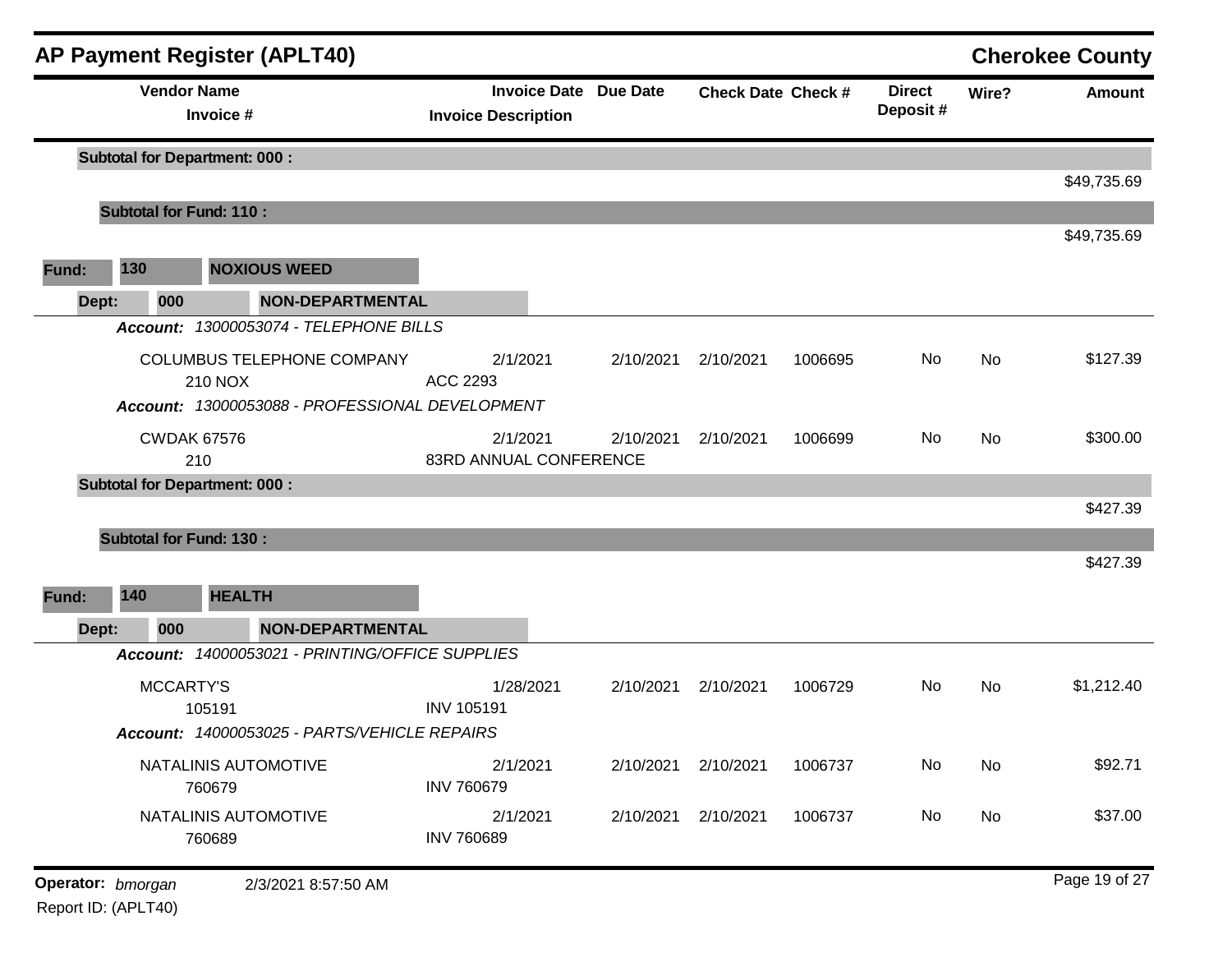# AP Payment Register (APLT40)

## Cherokee County

| Vendor Name / Invoice # | Invoice Date / Invoice Description | Due Date | Check Date | Check # | Direct Deposit # | Wire? | Amount |
|---|---|---|---|---|---|---|---|
| **Subtotal for Department: 000 :** | | | | | | | $49,735.69 |
| **Subtotal for Fund: 110 :** | | | | | | | $49,735.69 |
| **Fund: 130 NOXIOUS WEED** | | | | | | | |
| **Dept: 000 NON-DEPARTMENTAL** | | | | | | | |
| ***Account:** 13000053074 - TELEPHONE BILLS* | | | | | | | |
| COLUMBUS TELEPHONE COMPANY<br>210 NOX | 2/1/2021<br>ACC 2293 | 2/10/2021 | 2/10/2021 | 1006695 | No | No | $127.39 |
| ***Account:** 13000053088 - PROFESSIONAL DEVELOPMENT* | | | | | | | |
| CWDAK 67576<br>210 | 2/1/2021<br>83RD ANNUAL CONFERENCE | 2/10/2021 | 2/10/2021 | 1006699 | No | No | $300.00 |
| **Subtotal for Department: 000 :** | | | | | | | $427.39 |
| **Subtotal for Fund: 130 :** | | | | | | | $427.39 |
| **Fund: 140 HEALTH** | | | | | | | |
| **Dept: 000 NON-DEPARTMENTAL** | | | | | | | |
| ***Account:** 14000053021 - PRINTING/OFFICE SUPPLIES* | | | | | | | |
| MCCARTY'S<br>105191 | 1/28/2021<br>INV 105191 | 2/10/2021 | 2/10/2021 | 1006729 | No | No | $1,212.40 |
| ***Account:** 14000053025 - PARTS/VEHICLE REPAIRS* | | | | | | | |
| NATALINIS AUTOMOTIVE<br>760679 | 2/1/2021<br>INV 760679 | 2/10/2021 | 2/10/2021 | 1006737 | No | No | $92.71 |
| NATALINIS AUTOMOTIVE<br>760689 | 2/1/2021<br>INV 760689 | 2/10/2021 | 2/10/2021 | 1006737 | No | No | $37.00 |

**Operator:** *bmorgan* 2/3/2021 8:57:50 AM
Report ID: (APLT40)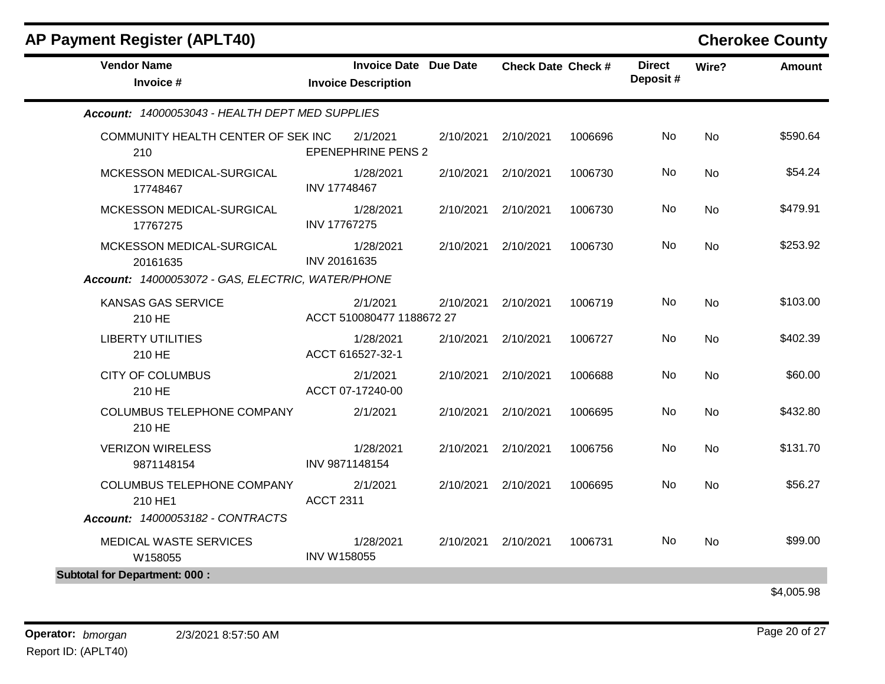## AP Payment Register (APLT40)

**Cherokee County**

| Vendor Name / Invoice # | Invoice Date / Invoice Description | Due Date | Check Date | Check # | Direct Deposit # | Wire? | Amount |
|---|---|---|---|---|---|---|---|
| ***Account: 14000053043 - HEALTH DEPT MED SUPPLIES*** | | | | | | | |
| COMMUNITY HEALTH CENTER OF SEK INC<br>210 | 2/1/2021<br>EPENEPHRINE PENS 2 | 2/10/2021 | 2/10/2021 | 1006696 | No | No | $590.64 |
| MCKESSON MEDICAL-SURGICAL<br>17748467 | 1/28/2021<br>INV 17748467 | 2/10/2021 | 2/10/2021 | 1006730 | No | No | $54.24 |
| MCKESSON MEDICAL-SURGICAL<br>17767275 | 1/28/2021<br>INV 17767275 | 2/10/2021 | 2/10/2021 | 1006730 | No | No | $479.91 |
| MCKESSON MEDICAL-SURGICAL<br>20161635 | 1/28/2021<br>INV 20161635 | 2/10/2021 | 2/10/2021 | 1006730 | No | No | $253.92 |
| ***Account: 14000053072 - GAS, ELECTRIC, WATER/PHONE*** | | | | | | | |
| KANSAS GAS SERVICE<br>210 HE | 2/1/2021<br>ACCT 510080477 1188672 27 | 2/10/2021 | 2/10/2021 | 1006719 | No | No | $103.00 |
| LIBERTY UTILITIES<br>210 HE | 1/28/2021<br>ACCT 616527-32-1 | 2/10/2021 | 2/10/2021 | 1006727 | No | No | $402.39 |
| CITY OF COLUMBUS<br>210 HE | 2/1/2021<br>ACCT 07-17240-00 | 2/10/2021 | 2/10/2021 | 1006688 | No | No | $60.00 |
| COLUMBUS TELEPHONE COMPANY<br>210 HE | 2/1/2021 | 2/10/2021 | 2/10/2021 | 1006695 | No | No | $432.80 |
| VERIZON WIRELESS<br>9871148154 | 1/28/2021<br>INV 9871148154 | 2/10/2021 | 2/10/2021 | 1006756 | No | No | $131.70 |
| COLUMBUS TELEPHONE COMPANY<br>210 HE1 | 2/1/2021<br>ACCT 2311 | 2/10/2021 | 2/10/2021 | 1006695 | No | No | $56.27 |
| ***Account: 14000053182 - CONTRACTS*** | | | | | | | |
| MEDICAL WASTE SERVICES<br>W158055 | 1/28/2021<br>INV W158055 | 2/10/2021 | 2/10/2021 | 1006731 | No | No | $99.00 |
| **Subtotal for Department: 000 :** | | | | | | | $4,005.98 |

**Operator:** *bmorgan* 2/3/2021 8:57:50 AM

Report ID: (APLT40)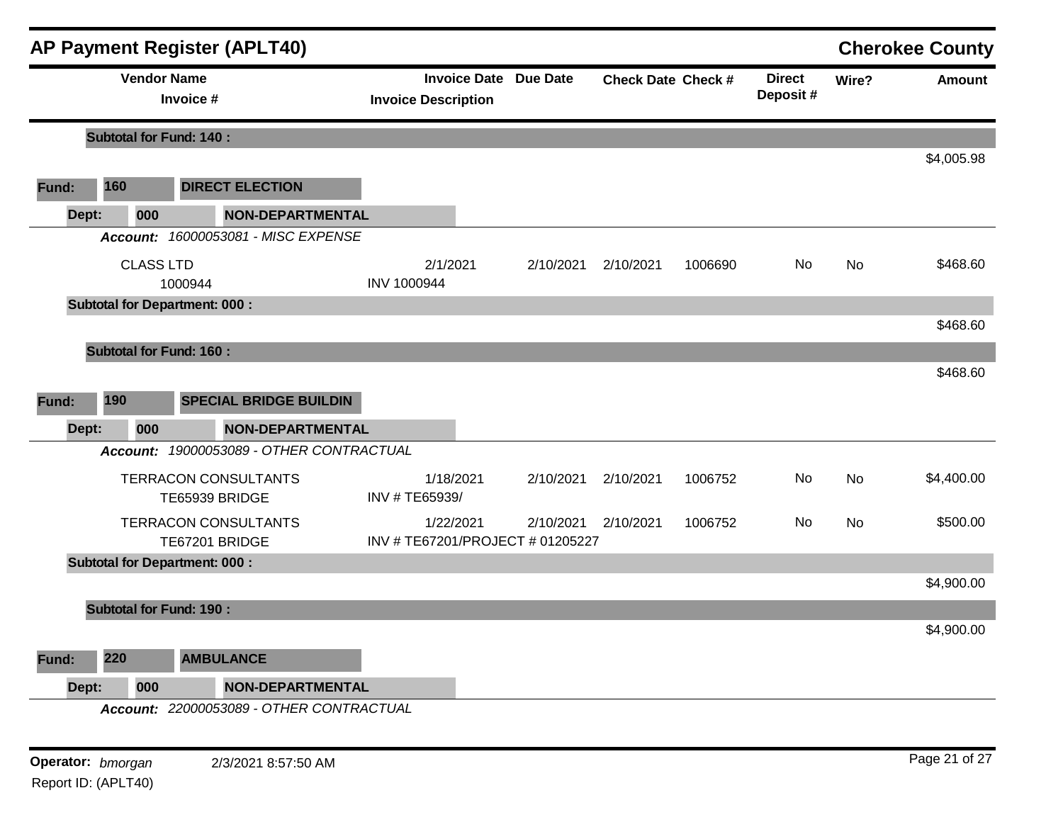## AP Payment Register (APLT40) — Cherokee County

| Vendor Name / Invoice # | Invoice Date / Invoice Description | Due Date | Check Date | Check # | Direct Deposit # | Wire? | Amount |
|---|---|---|---|---|---|---|---|
| **Subtotal for Fund: 140 :** | | | | | | | $4,005.98 |

**Fund: 160 DIRECT ELECTION**

**Dept: 000 NON-DEPARTMENTAL**

***Account:*** *16000053081 - MISC EXPENSE*

| Vendor Name / Invoice # | Invoice Date / Invoice Description | Due Date | Check Date | Check # | Direct Deposit # | Wire? | Amount |
|---|---|---|---|---|---|---|---|
| CLASS LTD / 1000944 | 2/1/2021 / INV 1000944 | 2/10/2021 | 2/10/2021 | 1006690 | No | No | $468.60 |
| **Subtotal for Department: 000 :** | | | | | | | $468.60 |
| **Subtotal for Fund: 160 :** | | | | | | | $468.60 |

**Fund: 190 SPECIAL BRIDGE BUILDIN**

**Dept: 000 NON-DEPARTMENTAL**

***Account:*** *19000053089 - OTHER CONTRACTUAL*

| Vendor Name / Invoice # | Invoice Date / Invoice Description | Due Date | Check Date | Check # | Direct Deposit # | Wire? | Amount |
|---|---|---|---|---|---|---|---|
| TERRACON CONSULTANTS / TE65939 BRIDGE | 1/18/2021 / INV # TE65939/ | 2/10/2021 | 2/10/2021 | 1006752 | No | No | $4,400.00 |
| TERRACON CONSULTANTS / TE67201 BRIDGE | 1/22/2021 / INV # TE67201/PROJECT # 01205227 | 2/10/2021 | 2/10/2021 | 1006752 | No | No | $500.00 |
| **Subtotal for Department: 000 :** | | | | | | | $4,900.00 |
| **Subtotal for Fund: 190 :** | | | | | | | $4,900.00 |

**Fund: 220 AMBULANCE**

**Dept: 000 NON-DEPARTMENTAL**

***Account:*** *22000053089 - OTHER CONTRACTUAL*

**Operator:** *bmorgan* 2/3/2021 8:57:50 AM

Report ID: (APLT40)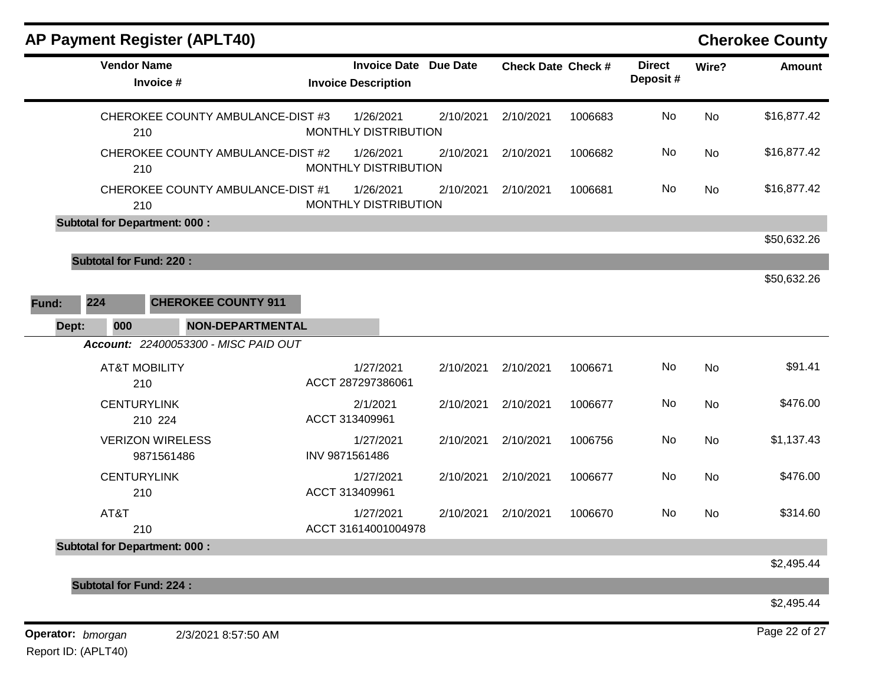# AP Payment Register (APLT40)

**Cherokee County**

| Vendor Name / Invoice # | Invoice Date / Invoice Description | Due Date | Check Date | Check # | Direct Deposit # | Wire? | Amount |
|---|---|---|---|---|---|---|---|
| CHEROKEE COUNTY AMBULANCE-DIST #3<br>210 | 1/26/2021<br>MONTHLY DISTRIBUTION | 2/10/2021 | 2/10/2021 | 1006683 | No | No | $16,877.42 |
| CHEROKEE COUNTY AMBULANCE-DIST #2<br>210 | 1/26/2021<br>MONTHLY DISTRIBUTION | 2/10/2021 | 2/10/2021 | 1006682 | No | No | $16,877.42 |
| CHEROKEE COUNTY AMBULANCE-DIST #1<br>210 | 1/26/2021<br>MONTHLY DISTRIBUTION | 2/10/2021 | 2/10/2021 | 1006681 | No | No | $16,877.42 |
| **Subtotal for Department: 000 :** | | | | | | | $50,632.26 |
| **Subtotal for Fund: 220 :** | | | | | | | $50,632.26 |

**Fund:** 224 **CHEROKEE COUNTY 911**

**Dept:** 000 **NON-DEPARTMENTAL**

***Account:*** *22400053300 - MISC PAID OUT*

| Vendor Name / Invoice # | Invoice Date / Invoice Description | Due Date | Check Date | Check # | Direct Deposit # | Wire? | Amount |
|---|---|---|---|---|---|---|---|
| AT&T MOBILITY<br>210 | 1/27/2021<br>ACCT 287297386061 | 2/10/2021 | 2/10/2021 | 1006671 | No | No | $91.41 |
| CENTURYLINK<br>210 224 | 2/1/2021<br>ACCT 313409961 | 2/10/2021 | 2/10/2021 | 1006677 | No | No | $476.00 |
| VERIZON WIRELESS<br>9871561486 | 1/27/2021<br>INV 9871561486 | 2/10/2021 | 2/10/2021 | 1006756 | No | No | $1,137.43 |
| CENTURYLINK<br>210 | 1/27/2021<br>ACCT 313409961 | 2/10/2021 | 2/10/2021 | 1006677 | No | No | $476.00 |
| AT&T<br>210 | 1/27/2021<br>ACCT 31614001004978 | 2/10/2021 | 2/10/2021 | 1006670 | No | No | $314.60 |
| **Subtotal for Department: 000 :** | | | | | | | $2,495.44 |
| **Subtotal for Fund: 224 :** | | | | | | | $2,495.44 |

**Operator:** *bmorgan* 2/3/2021 8:57:50 AM

Report ID: (APLT40)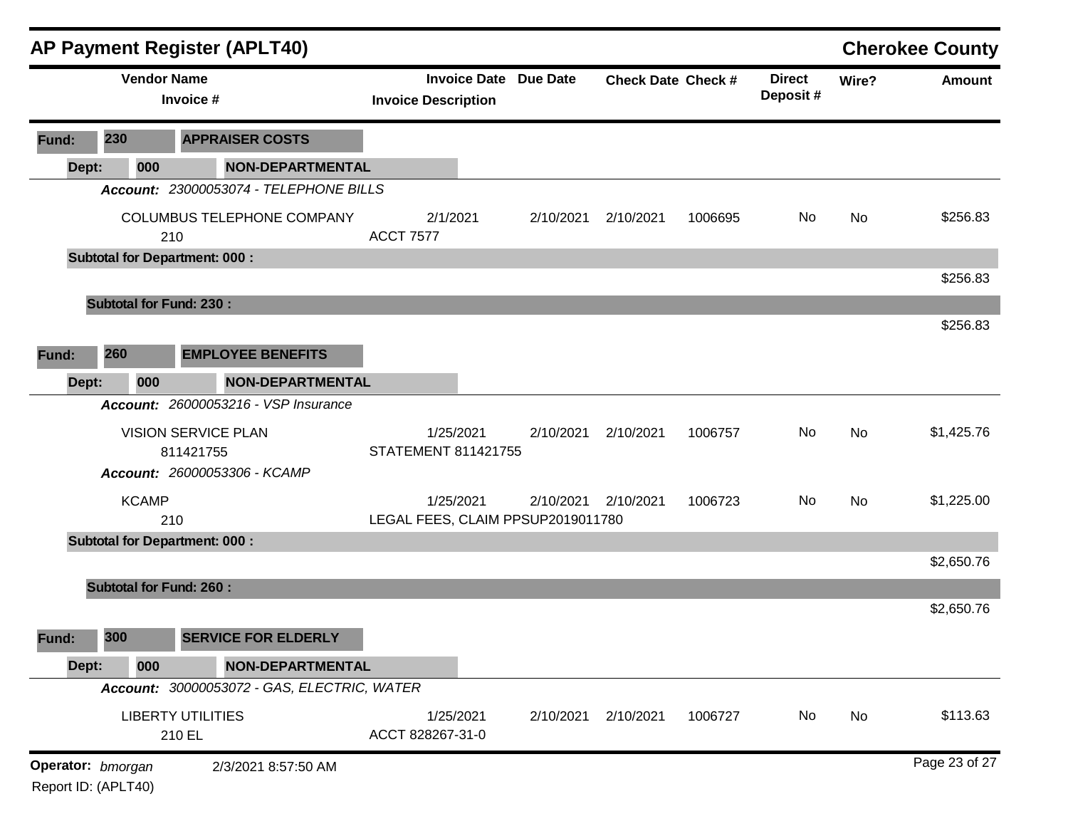## AP Payment Register (APLT40)

**Cherokee County**

| Vendor Name / Invoice # | Invoice Date / Invoice Description | Due Date | Check Date | Check # | Direct Deposit # | Wire? | Amount |
|---|---|---|---|---|---|---|---|
| **Fund: 230 APPRAISER COSTS** | | | | | | | |
| **Dept: 000 NON-DEPARTMENTAL** | | | | | | | |
| ***Account:*** *23000053074 - TELEPHONE BILLS* | | | | | | | |
| COLUMBUS TELEPHONE COMPANY | 2/1/2021 | 2/10/2021 | 2/10/2021 | 1006695 | No | No | $256.83 |
| 210 | ACCT 7577 | | | | | | |
| **Subtotal for Department: 000 :** | | | | | | | $256.83 |
| **Subtotal for Fund: 230 :** | | | | | | | $256.83 |
| **Fund: 260 EMPLOYEE BENEFITS** | | | | | | | |
| **Dept: 000 NON-DEPARTMENTAL** | | | | | | | |
| ***Account:*** *26000053216 - VSP Insurance* | | | | | | | |
| VISION SERVICE PLAN | 1/25/2021 | 2/10/2021 | 2/10/2021 | 1006757 | No | No | $1,425.76 |
| 811421755 | STATEMENT 811421755 | | | | | | |
| ***Account:*** *26000053306 - KCAMP* | | | | | | | |
| KCAMP | 1/25/2021 | 2/10/2021 | 2/10/2021 | 1006723 | No | No | $1,225.00 |
| 210 | LEGAL FEES, CLAIM PPSUP2019011780 | | | | | | |
| **Subtotal for Department: 000 :** | | | | | | | $2,650.76 |
| **Subtotal for Fund: 260 :** | | | | | | | $2,650.76 |
| **Fund: 300 SERVICE FOR ELDERLY** | | | | | | | |
| **Dept: 000 NON-DEPARTMENTAL** | | | | | | | |
| ***Account:*** *30000053072 - GAS, ELECTRIC, WATER* | | | | | | | |
| LIBERTY UTILITIES | 1/25/2021 | 2/10/2021 | 2/10/2021 | 1006727 | No | No | $113.63 |
| 210 EL | ACCT 828267-31-0 | | | | | | |

**Operator:** *bmorgan* 2/3/2021 8:57:50 AM

Report ID: (APLT40)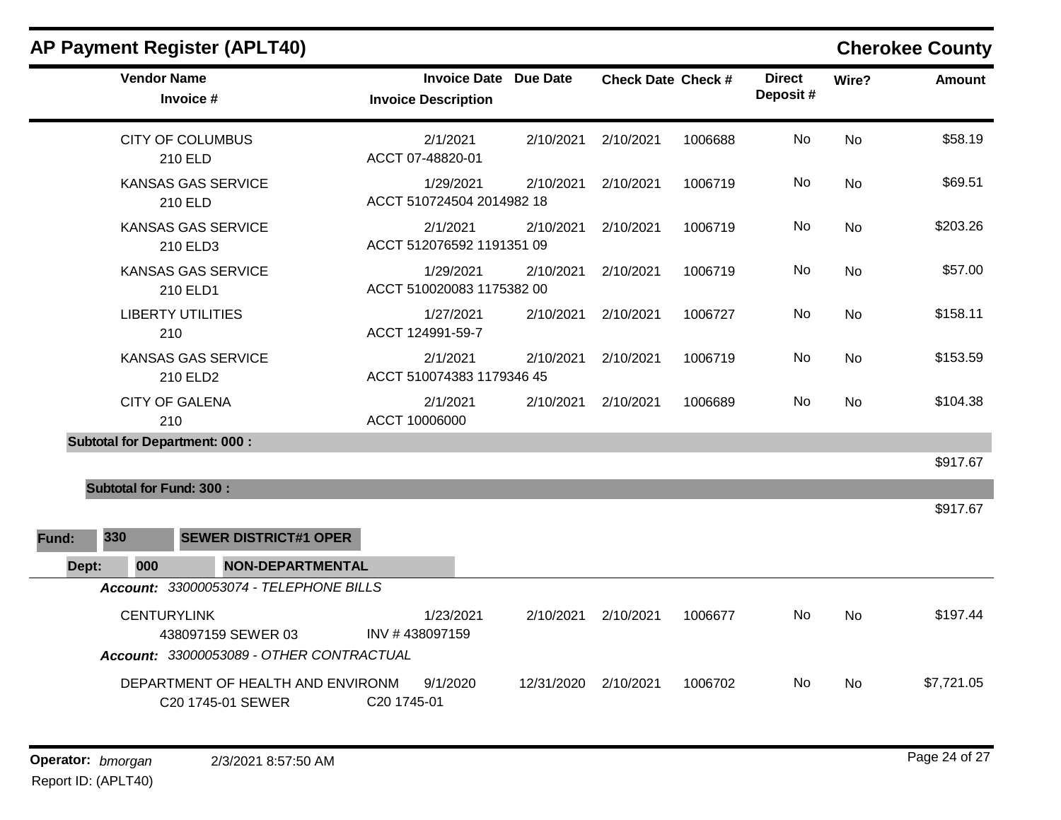## AP Payment Register (APLT40)

**Cherokee County**

| Vendor Name / Invoice # | Invoice Date / Invoice Description | Due Date | Check Date | Check # | Direct Deposit # | Wire? | Amount |
|---|---|---|---|---|---|---|---|
| CITY OF COLUMBUS<br>210 ELD | 2/1/2021<br>ACCT 07-48820-01 | 2/10/2021 | 2/10/2021 | 1006688 | No | No | $58.19 |
| KANSAS GAS SERVICE<br>210 ELD | 1/29/2021<br>ACCT 510724504 2014982 18 | 2/10/2021 | 2/10/2021 | 1006719 | No | No | $69.51 |
| KANSAS GAS SERVICE<br>210 ELD3 | 2/1/2021<br>ACCT 512076592 1191351 09 | 2/10/2021 | 2/10/2021 | 1006719 | No | No | $203.26 |
| KANSAS GAS SERVICE<br>210 ELD1 | 1/29/2021<br>ACCT 510020083 1175382 00 | 2/10/2021 | 2/10/2021 | 1006719 | No | No | $57.00 |
| LIBERTY UTILITIES<br>210 | 1/27/2021<br>ACCT 124991-59-7 | 2/10/2021 | 2/10/2021 | 1006727 | No | No | $158.11 |
| KANSAS GAS SERVICE<br>210 ELD2 | 2/1/2021<br>ACCT 510074383 1179346 45 | 2/10/2021 | 2/10/2021 | 1006719 | No | No | $153.59 |
| CITY OF GALENA<br>210 | 2/1/2021<br>ACCT 10006000 | 2/10/2021 | 2/10/2021 | 1006689 | No | No | $104.38 |
| **Subtotal for Department: 000 :** | | | | | | | $917.67 |
| **Subtotal for Fund: 300 :** | | | | | | | $917.67 |

**Fund:** 330 **SEWER DISTRICT#1 OPER**

**Dept:** 000 **NON-DEPARTMENTAL**

*Account: 33000053074 - TELEPHONE BILLS*

| Vendor Name / Invoice # | Invoice Date / Invoice Description | Due Date | Check Date | Check # | Direct Deposit # | Wire? | Amount |
|---|---|---|---|---|---|---|---|
| CENTURYLINK<br>438097159 SEWER 03 | 1/23/2021<br>INV # 438097159 | 2/10/2021 | 2/10/2021 | 1006677 | No | No | $197.44 |

*Account: 33000053089 - OTHER CONTRACTUAL*

| Vendor Name / Invoice # | Invoice Date / Invoice Description | Due Date | Check Date | Check # | Direct Deposit # | Wire? | Amount |
|---|---|---|---|---|---|---|---|
| DEPARTMENT OF HEALTH AND ENVIRONM<br>C20 1745-01 SEWER | 9/1/2020<br>C20 1745-01 | 12/31/2020 | 2/10/2021 | 1006702 | No | No | $7,721.05 |

**Operator:** *bmorgan* 2/3/2021 8:57:50 AM

Report ID: (APLT40)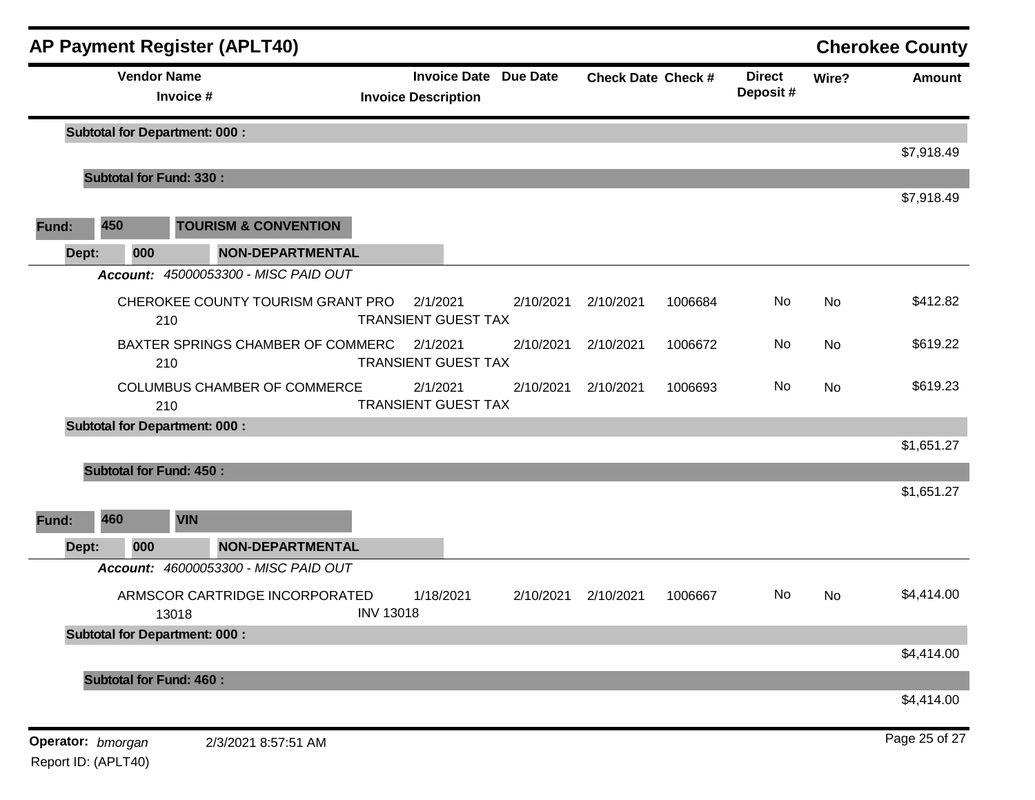## AP Payment Register (APLT40) — Cherokee County

| Vendor Name / Invoice # | Invoice Date / Invoice Description | Due Date | Check Date | Check # | Direct Deposit # | Wire? | Amount |
|---|---|---|---|---|---|---|---|
| **Subtotal for Department: 000 :** | | | | | | | $7,918.49 |
| **Subtotal for Fund: 330 :** | | | | | | | $7,918.49 |

**Fund: 450 TOURISM & CONVENTION**

**Dept: 000 NON-DEPARTMENTAL**

*Account: 45000053300 - MISC PAID OUT*

| Vendor Name / Invoice # | Invoice Date / Invoice Description | Due Date | Check Date | Check # | Direct Deposit # | Wire? | Amount |
|---|---|---|---|---|---|---|---|
| CHEROKEE COUNTY TOURISM GRANT PRO 210 | 2/1/2021 TRANSIENT GUEST TAX | 2/10/2021 | 2/10/2021 | 1006684 | No | No | $412.82 |
| BAXTER SPRINGS CHAMBER OF COMMERC 210 | 2/1/2021 TRANSIENT GUEST TAX | 2/10/2021 | 2/10/2021 | 1006672 | No | No | $619.22 |
| COLUMBUS CHAMBER OF COMMERCE 210 | 2/1/2021 TRANSIENT GUEST TAX | 2/10/2021 | 2/10/2021 | 1006693 | No | No | $619.23 |
| **Subtotal for Department: 000 :** | | | | | | | $1,651.27 |
| **Subtotal for Fund: 450 :** | | | | | | | $1,651.27 |

**Fund: 460 VIN**

**Dept: 000 NON-DEPARTMENTAL**

*Account: 46000053300 - MISC PAID OUT*

| Vendor Name / Invoice # | Invoice Date / Invoice Description | Due Date | Check Date | Check # | Direct Deposit # | Wire? | Amount |
|---|---|---|---|---|---|---|---|
| ARMSCOR CARTRIDGE INCORPORATED 13018 | 1/18/2021 INV 13018 | 2/10/2021 | 2/10/2021 | 1006667 | No | No | $4,414.00 |
| **Subtotal for Department: 000 :** | | | | | | | $4,414.00 |
| **Subtotal for Fund: 460 :** | | | | | | | $4,414.00 |

Operator: *bmorgan* 2/3/2021 8:57:51 AM

Report ID: (APLT40)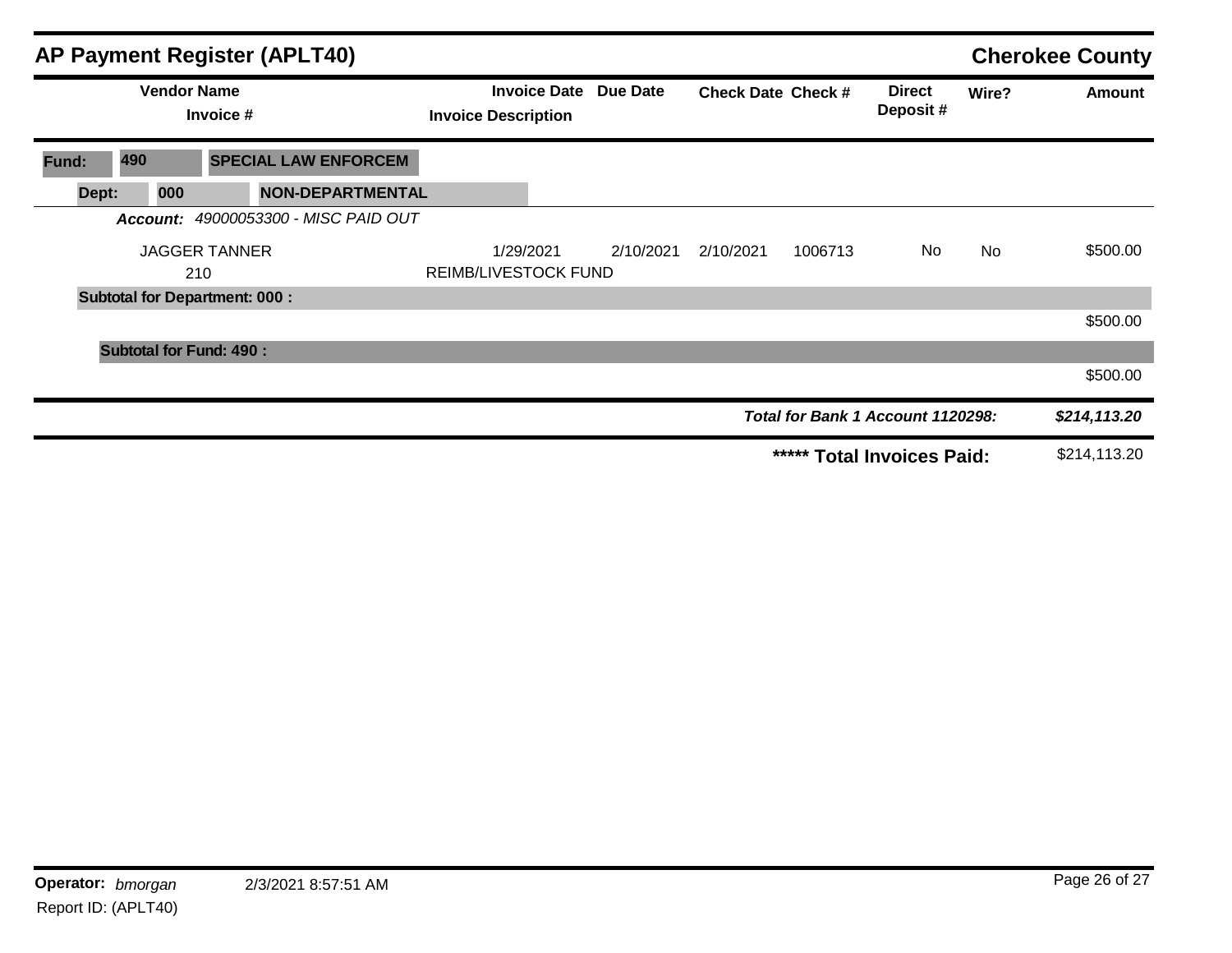## AP Payment Register (APLT40)

**Cherokee County**

| Vendor Name / Invoice # | Invoice Date / Invoice Description | Due Date | Check Date | Check # | Direct Deposit # | Wire? | Amount |
|---|---|---|---|---|---|---|---|
| **Fund: 490 SPECIAL LAW ENFORCEM** | | | | | | | |
| **Dept: 000 NON-DEPARTMENTAL** | | | | | | | |
| ***Account:*** *49000053300 - MISC PAID OUT* | | | | | | | |
| JAGGER TANNER | 1/29/2021 | 2/10/2021 | 2/10/2021 | 1006713 | No | No | $500.00 |
| 210 | REIMB/LIVESTOCK FUND | | | | | | |
| **Subtotal for Department: 000 :** | | | | | | | $500.00 |
| **Subtotal for Fund: 490 :** | | | | | | | $500.00 |
| | | | | | ***Total for Bank 1 Account 1120298:*** | | ***$214,113.20*** |
| | | | | | **\*\*\*\*\* Total Invoices Paid:** | | $214,113.20 |

**Operator:** *bmorgan* 2/3/2021 8:57:51 AM

Report ID: (APLT40)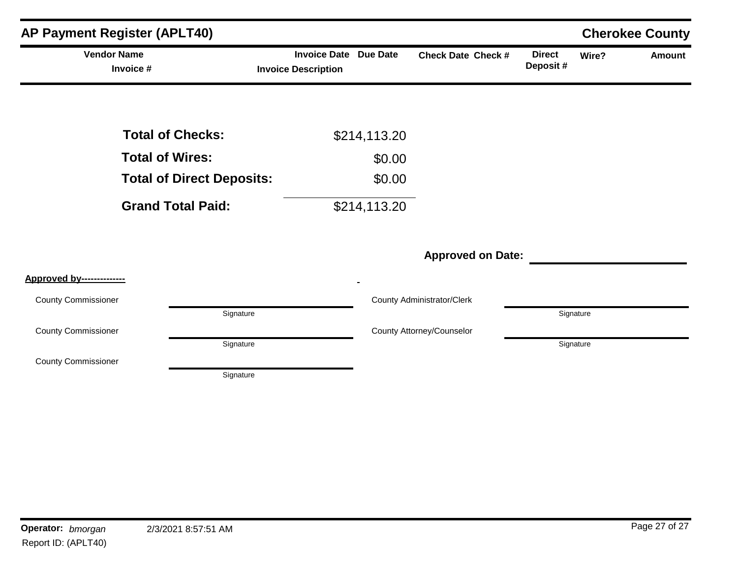## AP Payment Register (APLT40)

**Cherokee County**

| Vendor Name / Invoice # | Invoice Date / Invoice Description | Due Date | Check Date | Check # | Direct Deposit # | Wire? | Amount |
|---|---|---|---|---|---|---|---|

| | |
|---|---|
| **Total of Checks:** | $214,113.20 |
| **Total of Wires:** | $0.00 |
| **Total of Direct Deposits:** | $0.00 |
| **Grand Total Paid:** | $214,113.20 |

**Approved on Date:** ______________________

**Approved by-------------**

County Commissioner ______________________
Signature

County Commissioner ______________________
Signature

County Commissioner ______________________
Signature

County Administrator/Clerk ______________________
Signature

County Attorney/Counselor ______________________
Signature

**Operator:** *bmorgan* 2/3/2021 8:57:51 AM

Report ID: (APLT40)